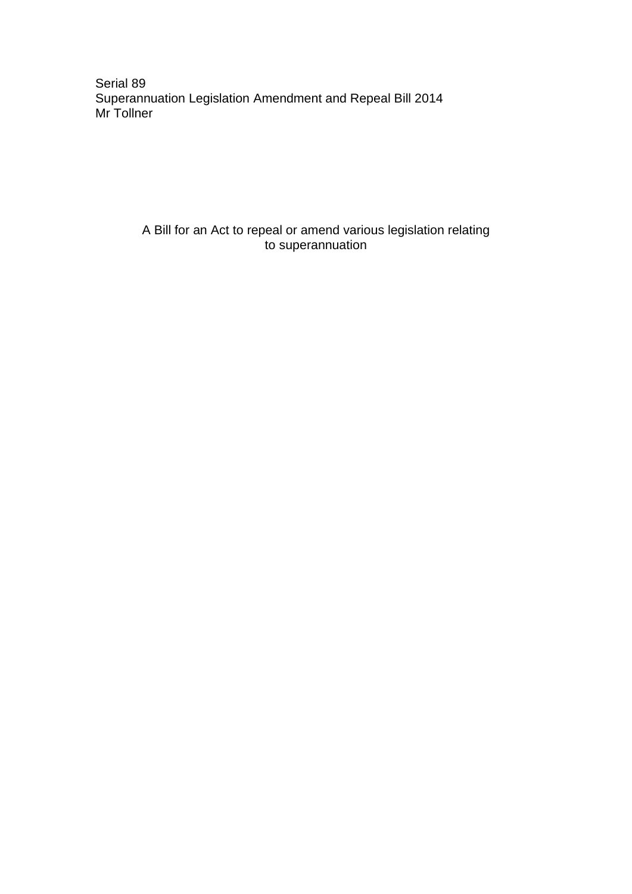Serial 89
Superannuation Legislation Amendment and Repeal Bill 2014
Mr Tollner

A Bill for an Act to repeal or amend various legislation relating to superannuation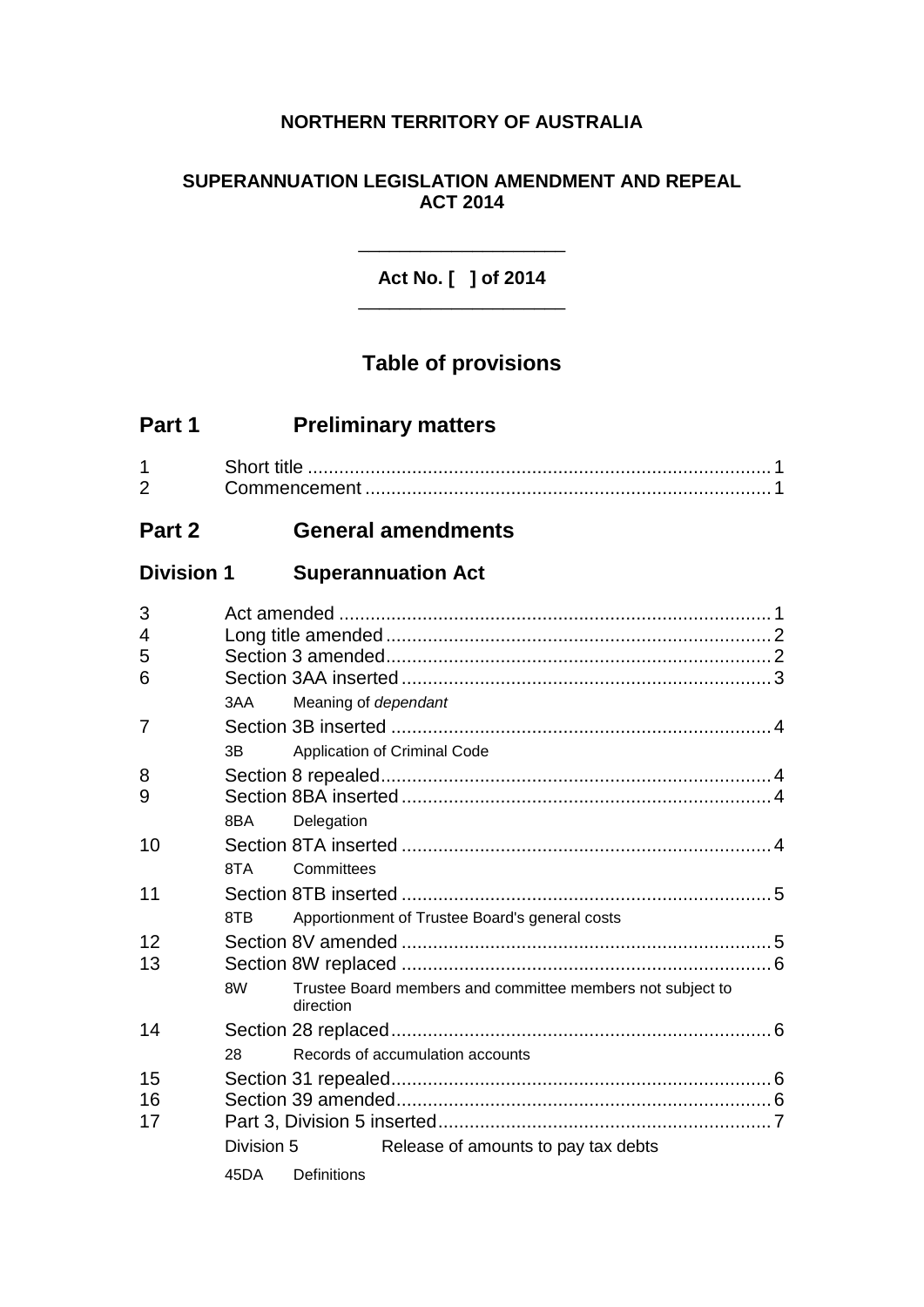**NORTHERN TERRITORY OF AUSTRALIA**

**SUPERANNUATION LEGISLATION AMENDMENT AND REPEAL ACT 2014**

**Act No. [ ] of 2014**

## Table of provisions

### Part 1 Preliminary matters

1 Short title ........................................................................................ 1
2 Commencement ............................................................................. 1

### Part 2 General amendments

#### Division 1 Superannuation Act

3 Act amended .................................................................................. 1
4 Long title amended ......................................................................... 2
5 Section 3 amended ......................................................................... 2
6 Section 3AA inserted ...................................................................... 3
 3AA Meaning of *dependant*
7 Section 3B inserted ......................................................................... 4
 3B Application of Criminal Code
8 Section 8 repealed ........................................................................... 4
9 Section 8BA inserted ....................................................................... 4
 8BA Delegation
10 Section 8TA inserted ....................................................................... 4
 8TA Committees
11 Section 8TB inserted ....................................................................... 5
 8TB Apportionment of Trustee Board's general costs
12 Section 8V amended ....................................................................... 5
13 Section 8W replaced ....................................................................... 6
 8W Trustee Board members and committee members not subject to direction
14 Section 28 replaced ......................................................................... 6
 28 Records of accumulation accounts
15 Section 31 repealed ......................................................................... 6
16 Section 39 amended ........................................................................ 6
17 Part 3, Division 5 inserted ................................................................ 7
 Division 5 Release of amounts to pay tax debts
 45DA Definitions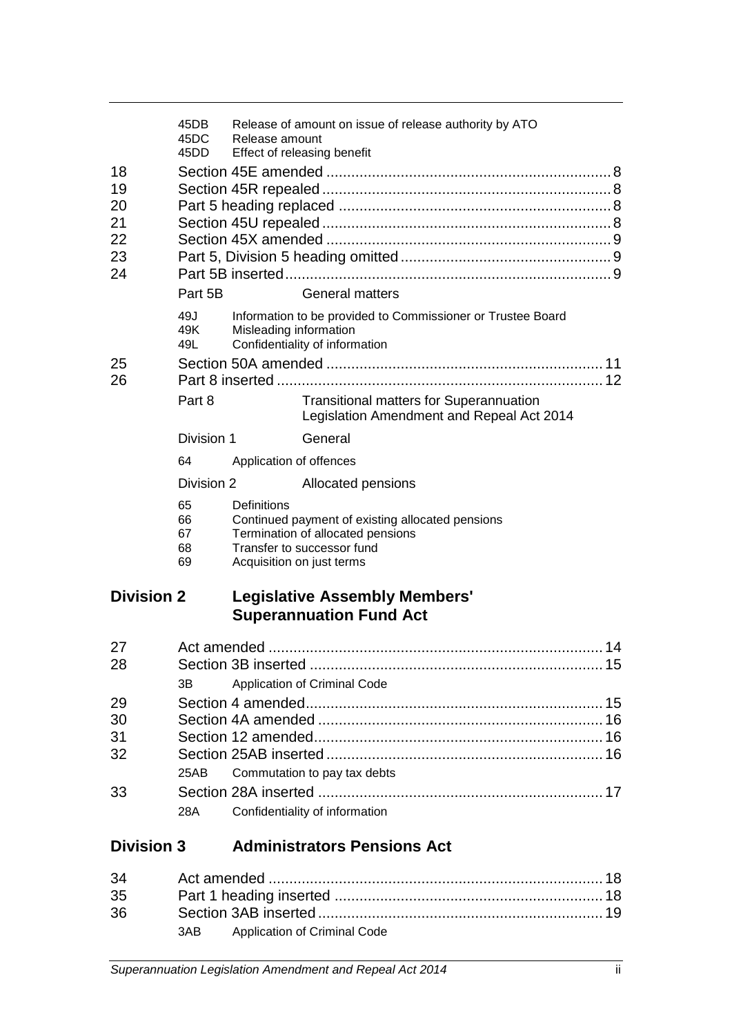| | | | |
|---|---|---|---|
| | 45DB | Release of amount on issue of release authority by ATO | |
| | 45DC | Release amount | |
| | 45DD | Effect of releasing benefit | |
| 18 | | Section 45E amended | 8 |
| 19 | | Section 45R repealed | 8 |
| 20 | | Part 5 heading replaced | 8 |
| 21 | | Section 45U repealed | 8 |
| 22 | | Section 45X amended | 9 |
| 23 | | Part 5, Division 5 heading omitted | 9 |
| 24 | | Part 5B inserted | 9 |
| | Part 5B | General matters | |
| | 49J | Information to be provided to Commissioner or Trustee Board | |
| | 49K | Misleading information | |
| | 49L | Confidentiality of information | |
| 25 | | Section 50A amended | 11 |
| 26 | | Part 8 inserted | 12 |
| | Part 8 | Transitional matters for Superannuation Legislation Amendment and Repeal Act 2014 | |
| | Division 1 | General | |
| | 64 | Application of offences | |
| | Division 2 | Allocated pensions | |
| | 65 | Definitions | |
| | 66 | Continued payment of existing allocated pensions | |
| | 67 | Termination of allocated pensions | |
| | 68 | Transfer to successor fund | |
| | 69 | Acquisition on just terms | |

## Division 2 Legislative Assembly Members' Superannuation Fund Act

| | | | |
|---|---|---|---|
| 27 | | Act amended | 14 |
| 28 | | Section 3B inserted | 15 |
| | 3B | Application of Criminal Code | |
| 29 | | Section 4 amended | 15 |
| 30 | | Section 4A amended | 16 |
| 31 | | Section 12 amended | 16 |
| 32 | | Section 25AB inserted | 16 |
| | 25AB | Commutation to pay tax debts | |
| 33 | | Section 28A inserted | 17 |
| | 28A | Confidentiality of information | |

## Division 3 Administrators Pensions Act

| | | | |
|---|---|---|---|
| 34 | | Act amended | 18 |
| 35 | | Part 1 heading inserted | 18 |
| 36 | | Section 3AB inserted | 19 |
| | 3AB | Application of Criminal Code | |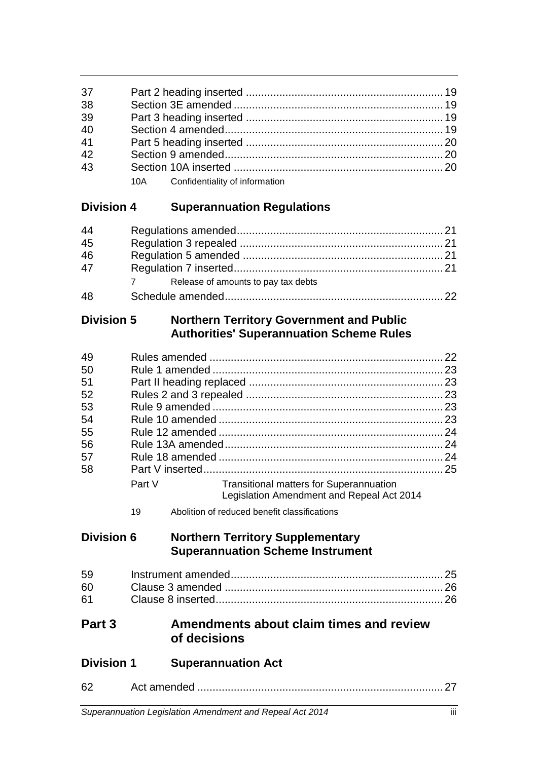37 Part 2 heading inserted ... 19
38 Section 3E amended ... 19
39 Part 3 heading inserted ... 19
40 Section 4 amended ... 19
41 Part 5 heading inserted ... 20
42 Section 9 amended ... 20
43 Section 10A inserted ... 20
10A Confidentiality of information

## Division 4 Superannuation Regulations

44 Regulations amended ... 21
45 Regulation 3 repealed ... 21
46 Regulation 5 amended ... 21
47 Regulation 7 inserted ... 21
7 Release of amounts to pay tax debts
48 Schedule amended ... 22

## Division 5 Northern Territory Government and Public Authorities' Superannuation Scheme Rules

49 Rules amended ... 22
50 Rule 1 amended ... 23
51 Part II heading replaced ... 23
52 Rules 2 and 3 repealed ... 23
53 Rule 9 amended ... 23
54 Rule 10 amended ... 23
55 Rule 12 amended ... 24
56 Rule 13A amended ... 24
57 Rule 18 amended ... 24
58 Part V inserted ... 25
Part V Transitional matters for Superannuation Legislation Amendment and Repeal Act 2014
19 Abolition of reduced benefit classifications

## Division 6 Northern Territory Supplementary Superannuation Scheme Instrument

59 Instrument amended ... 25
60 Clause 3 amended ... 26
61 Clause 8 inserted ... 26

# Part 3 Amendments about claim times and review of decisions

## Division 1 Superannuation Act

62 Act amended ... 27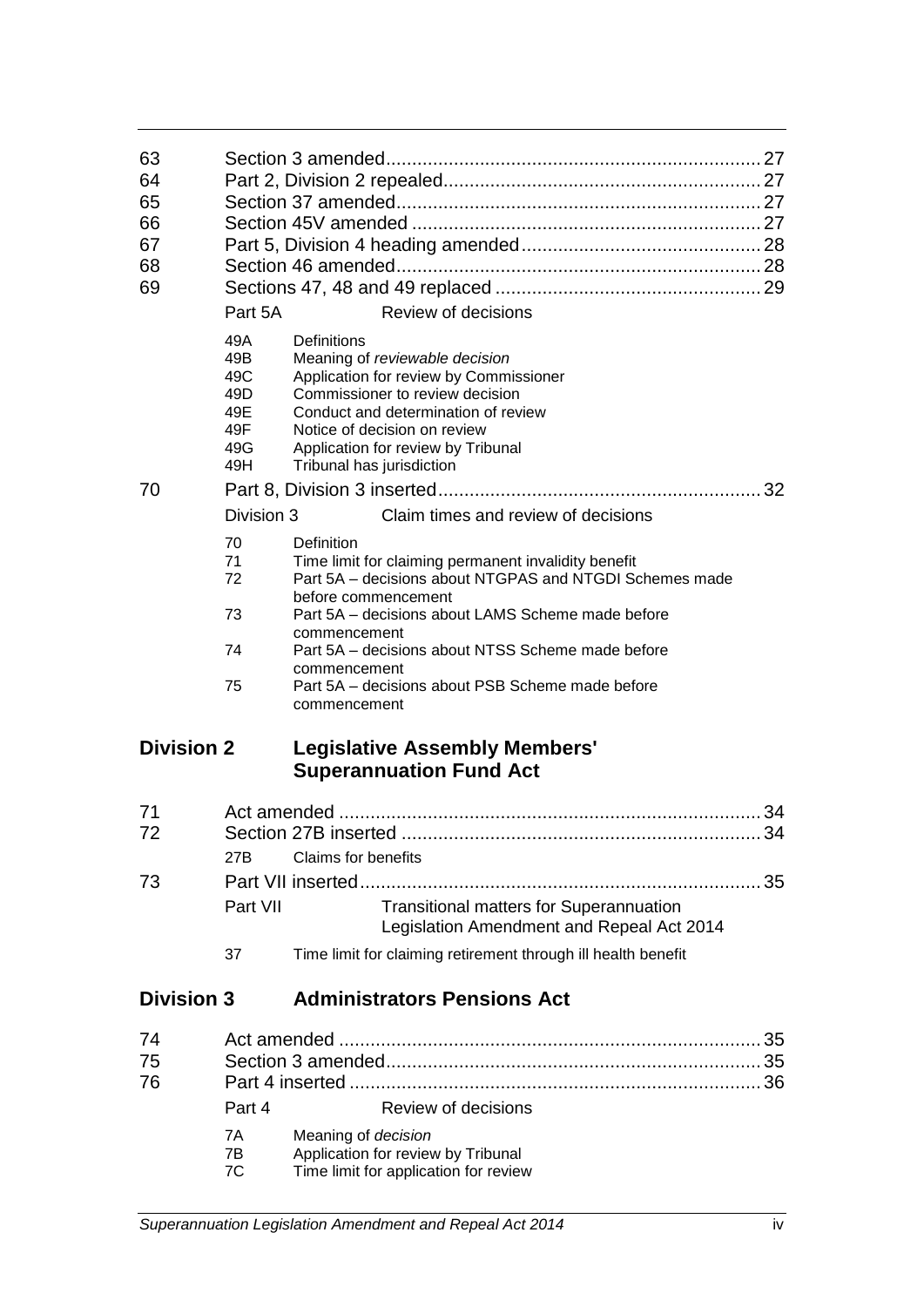63 Section 3 amended ........................................................................ 27
64 Part 2, Division 2 repealed ............................................................ 27
65 Section 37 amended ...................................................................... 27
66 Section 45V amended .................................................................... 27
67 Part 5, Division 4 heading amended ............................................. 28
68 Section 46 amended ...................................................................... 28
69 Sections 47, 48 and 49 replaced ................................................... 29

Part 5A Review of decisions

49A Definitions
49B Meaning of *reviewable decision*
49C Application for review by Commissioner
49D Commissioner to review decision
49E Conduct and determination of review
49F Notice of decision on review
49G Application for review by Tribunal
49H Tribunal has jurisdiction

70 Part 8, Division 3 inserted ............................................................. 32

Division 3 Claim times and review of decisions

70 Definition
71 Time limit for claiming permanent invalidity benefit
72 Part 5A – decisions about NTGPAS and NTGDI Schemes made before commencement
73 Part 5A – decisions about LAMS Scheme made before commencement
74 Part 5A – decisions about NTSS Scheme made before commencement
75 Part 5A – decisions about PSB Scheme made before commencement

## Division 2 Legislative Assembly Members' Superannuation Fund Act

71 Act amended ................................................................................. 34
72 Section 27B inserted ..................................................................... 34

27B Claims for benefits

73 Part VII inserted ............................................................................. 35

Part VII Transitional matters for Superannuation Legislation Amendment and Repeal Act 2014

37 Time limit for claiming retirement through ill health benefit

## Division 3 Administrators Pensions Act

74 Act amended ................................................................................. 35
75 Section 3 amended ........................................................................ 35
76 Part 4 inserted ............................................................................... 36

Part 4 Review of decisions

7A Meaning of *decision*
7B Application for review by Tribunal
7C Time limit for application for review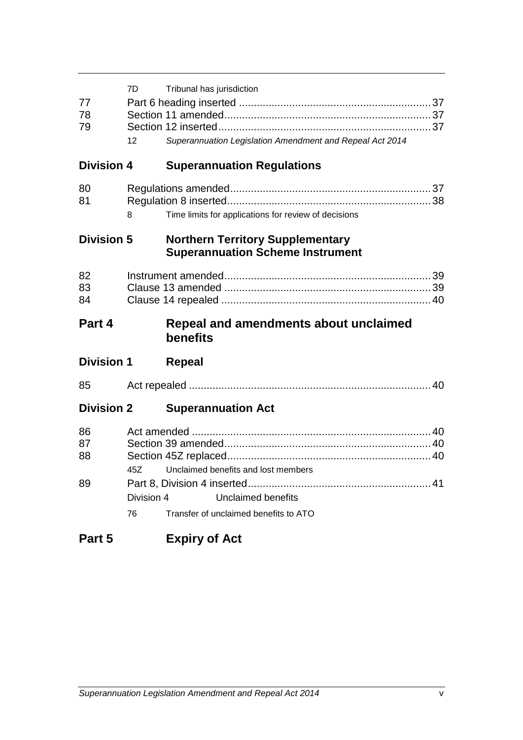7D Tribunal has jurisdiction

77 Part 6 heading inserted ................................................................ 37

78 Section 11 amended..................................................................... 37

79 Section 12 inserted....................................................................... 37

12 *Superannuation Legislation Amendment and Repeal Act 2014*

**Division 4 Superannuation Regulations**

80 Regulations amended................................................................... 37

81 Regulation 8 inserted.................................................................... 38

8 Time limits for applications for review of decisions

**Division 5 Northern Territory Supplementary Superannuation Scheme Instrument**

82 Instrument amended..................................................................... 39

83 Clause 13 amended ..................................................................... 39

84 Clause 14 repealed ...................................................................... 40

**Part 4 Repeal and amendments about unclaimed benefits**

**Division 1 Repeal**

85 Act repealed ................................................................................. 40

**Division 2 Superannuation Act**

86 Act amended ................................................................................ 40

87 Section 39 amended..................................................................... 40

88 Section 45Z replaced.................................................................... 40

45Z Unclaimed benefits and lost members

89 Part 8, Division 4 inserted............................................................. 41

Division 4 Unclaimed benefits

76 Transfer of unclaimed benefits to ATO

**Part 5 Expiry of Act**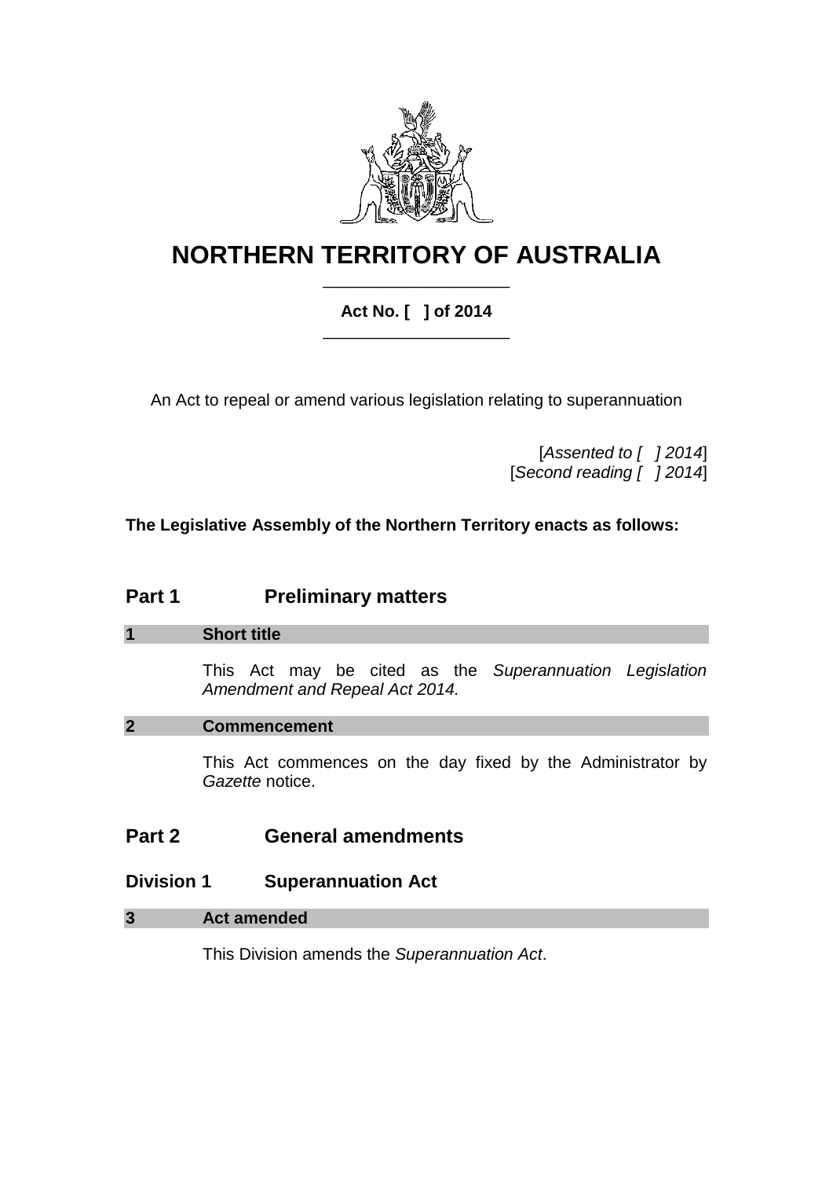# NORTHERN TERRITORY OF AUSTRALIA

**Act No. [ ] of 2014**

An Act to repeal or amend various legislation relating to superannuation

[*Assented to [ ] 2014*]
[*Second reading [ ] 2014*]

**The Legislative Assembly of the Northern Territory enacts as follows:**

## Part 1 Preliminary matters

### 1 Short title

This Act may be cited as the *Superannuation Legislation Amendment and Repeal Act 2014.*

### 2 Commencement

This Act commences on the day fixed by the Administrator by *Gazette* notice.

## Part 2 General amendments

## Division 1 Superannuation Act

### 3 Act amended

This Division amends the *Superannuation Act*.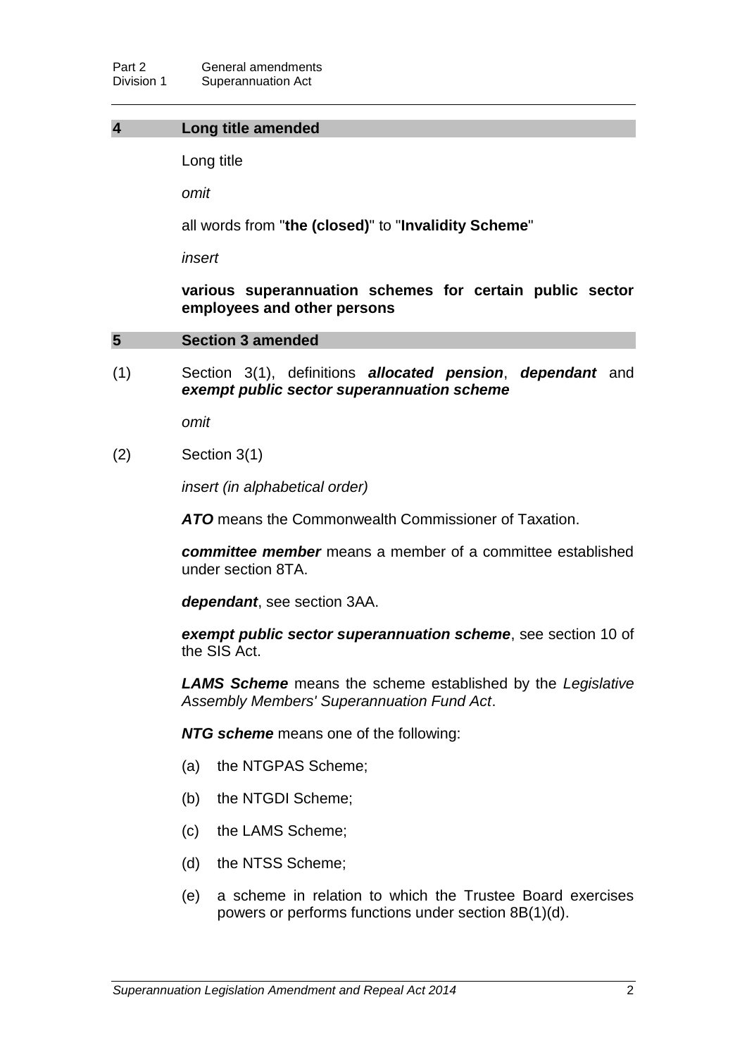## 4 Long title amended

Long title

*omit*

all words from "**the (closed)**" to "**Invalidity Scheme**"

*insert*

**various superannuation schemes for certain public sector employees and other persons**

## 5 Section 3 amended

(1) Section 3(1), definitions ***allocated pension***, ***dependant*** and ***exempt public sector superannuation scheme***

*omit*

(2) Section 3(1)

*insert (in alphabetical order)*

***ATO*** means the Commonwealth Commissioner of Taxation.

***committee member*** means a member of a committee established under section 8TA.

***dependant***, see section 3AA.

***exempt public sector superannuation scheme***, see section 10 of the SIS Act.

***LAMS Scheme*** means the scheme established by the *Legislative Assembly Members' Superannuation Fund Act*.

***NTG scheme*** means one of the following:

(a) the NTGPAS Scheme;

(b) the NTGDI Scheme;

(c) the LAMS Scheme;

(d) the NTSS Scheme;

(e) a scheme in relation to which the Trustee Board exercises powers or performs functions under section 8B(1)(d).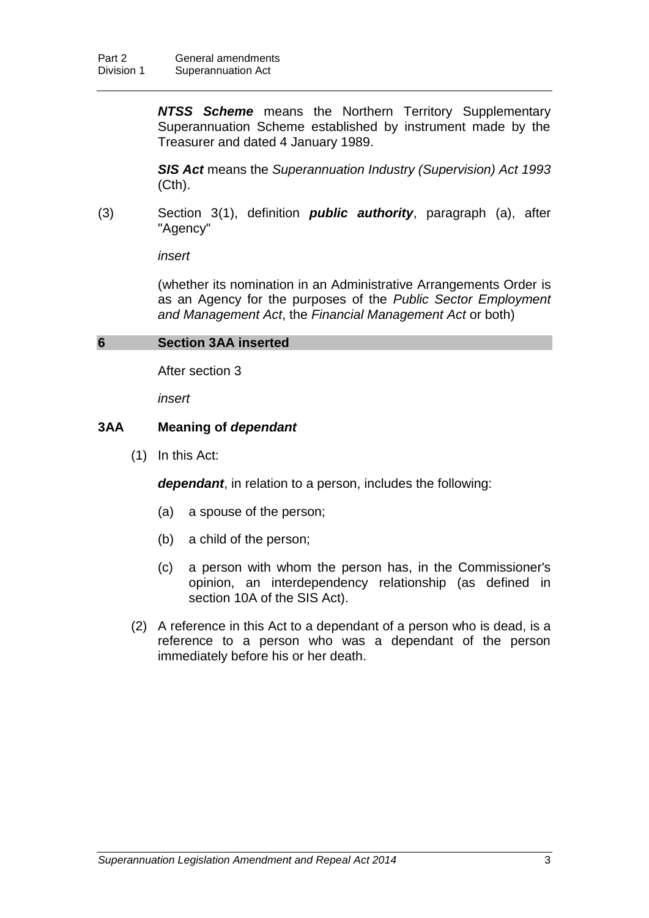***NTSS Scheme*** means the Northern Territory Supplementary Superannuation Scheme established by instrument made by the Treasurer and dated 4 January 1989.

***SIS Act*** means the *Superannuation Industry (Supervision) Act 1993* (Cth).

(3) Section 3(1), definition ***public authority***, paragraph (a), after "Agency"

*insert*

(whether its nomination in an Administrative Arrangements Order is as an Agency for the purposes of the *Public Sector Employment and Management Act*, the *Financial Management Act* or both)

## 6 Section 3AA inserted

After section 3

*insert*

### 3AA Meaning of *dependant*

(1) In this Act:

***dependant***, in relation to a person, includes the following:

(a) a spouse of the person;

(b) a child of the person;

(c) a person with whom the person has, in the Commissioner's opinion, an interdependency relationship (as defined in section 10A of the SIS Act).

(2) A reference in this Act to a dependant of a person who is dead, is a reference to a person who was a dependant of the person immediately before his or her death.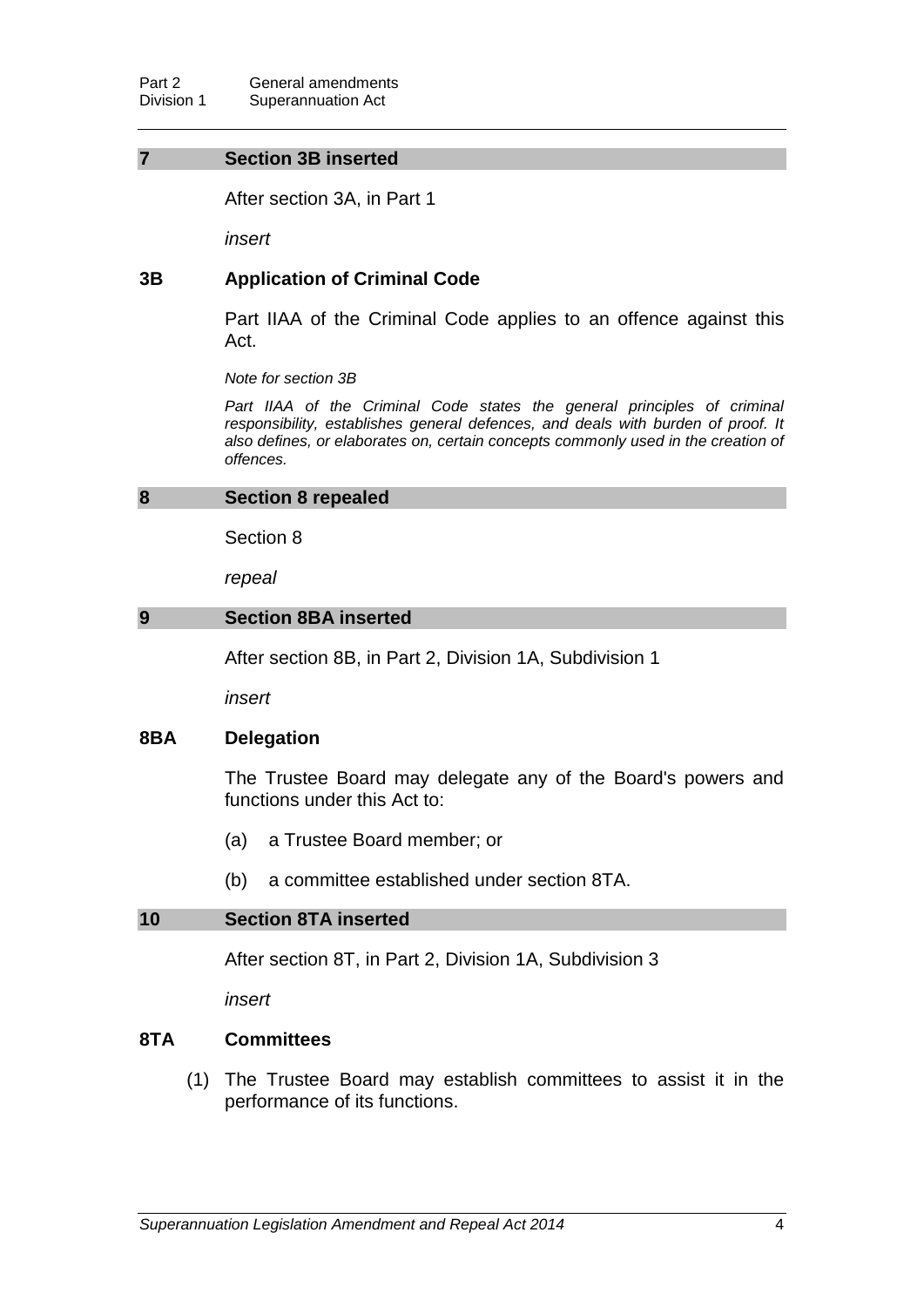### 7 Section 3B inserted

After section 3A, in Part 1

*insert*

#### 3B Application of Criminal Code

Part IIAA of the Criminal Code applies to an offence against this Act.

*Note for section 3B*

*Part IIAA of the Criminal Code states the general principles of criminal responsibility, establishes general defences, and deals with burden of proof. It also defines, or elaborates on, certain concepts commonly used in the creation of offences.*

### 8 Section 8 repealed

Section 8

*repeal*

### 9 Section 8BA inserted

After section 8B, in Part 2, Division 1A, Subdivision 1

*insert*

#### 8BA Delegation

The Trustee Board may delegate any of the Board's powers and functions under this Act to:

(a) a Trustee Board member; or

(b) a committee established under section 8TA.

### 10 Section 8TA inserted

After section 8T, in Part 2, Division 1A, Subdivision 3

*insert*

#### 8TA Committees

(1) The Trustee Board may establish committees to assist it in the performance of its functions.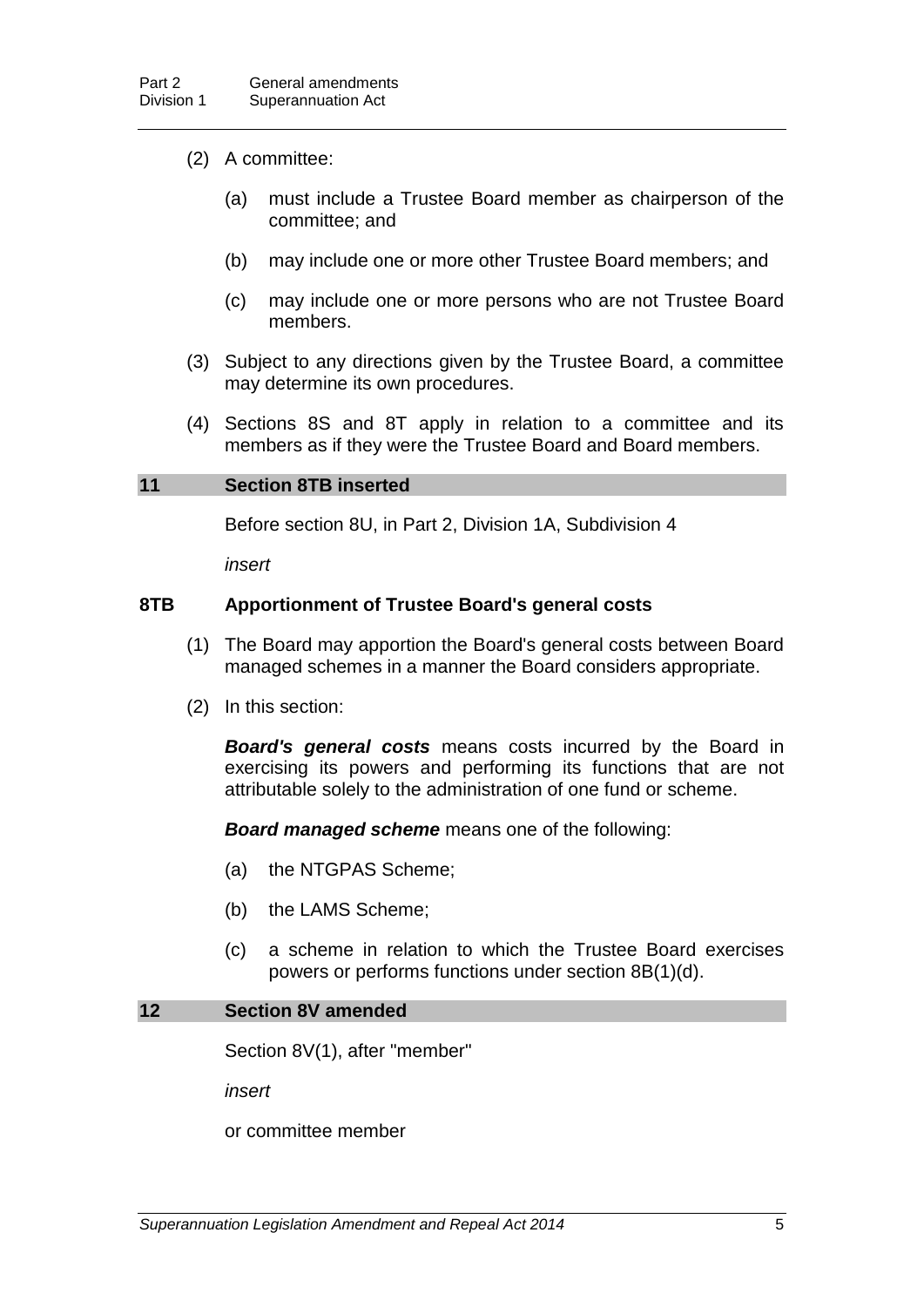(2) A committee:

(a) must include a Trustee Board member as chairperson of the committee; and

(b) may include one or more other Trustee Board members; and

(c) may include one or more persons who are not Trustee Board members.

(3) Subject to any directions given by the Trustee Board, a committee may determine its own procedures.

(4) Sections 8S and 8T apply in relation to a committee and its members as if they were the Trustee Board and Board members.

## 11 Section 8TB inserted

Before section 8U, in Part 2, Division 1A, Subdivision 4

*insert*

### 8TB Apportionment of Trustee Board's general costs

(1) The Board may apportion the Board's general costs between Board managed schemes in a manner the Board considers appropriate.

(2) In this section:

***Board's general costs*** means costs incurred by the Board in exercising its powers and performing its functions that are not attributable solely to the administration of one fund or scheme.

***Board managed scheme*** means one of the following:

(a) the NTGPAS Scheme;

(b) the LAMS Scheme;

(c) a scheme in relation to which the Trustee Board exercises powers or performs functions under section 8B(1)(d).

## 12 Section 8V amended

Section 8V(1), after "member"

*insert*

or committee member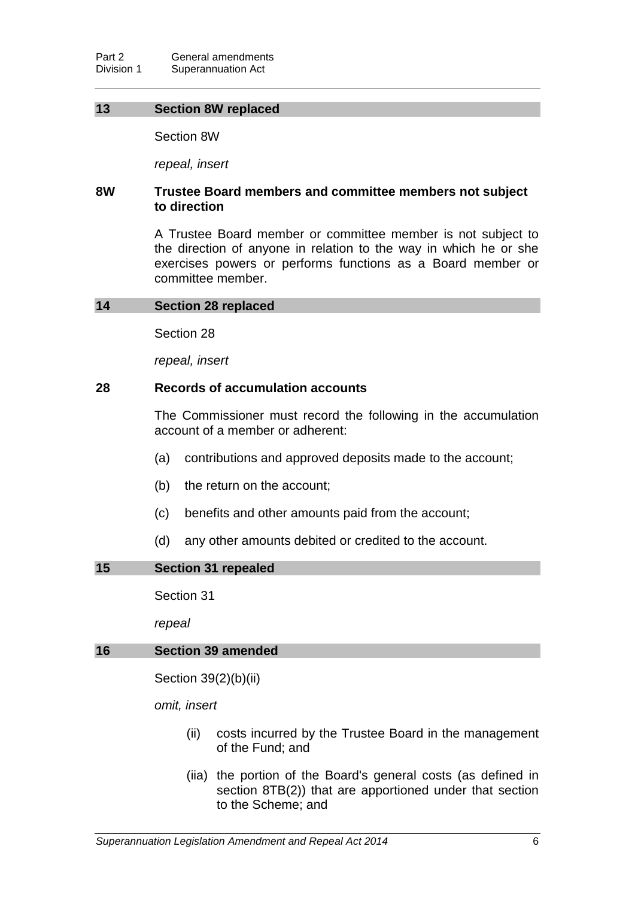### 13 Section 8W replaced

Section 8W

*repeal, insert*

#### 8W Trustee Board members and committee members not subject to direction

A Trustee Board member or committee member is not subject to the direction of anyone in relation to the way in which he or she exercises powers or performs functions as a Board member or committee member.

### 14 Section 28 replaced

Section 28

*repeal, insert*

#### 28 Records of accumulation accounts

The Commissioner must record the following in the accumulation account of a member or adherent:

(a) contributions and approved deposits made to the account;

(b) the return on the account;

(c) benefits and other amounts paid from the account;

(d) any other amounts debited or credited to the account.

### 15 Section 31 repealed

Section 31

*repeal*

### 16 Section 39 amended

Section 39(2)(b)(ii)

*omit, insert*

(ii) costs incurred by the Trustee Board in the management of the Fund; and

(iia) the portion of the Board's general costs (as defined in section 8TB(2)) that are apportioned under that section to the Scheme; and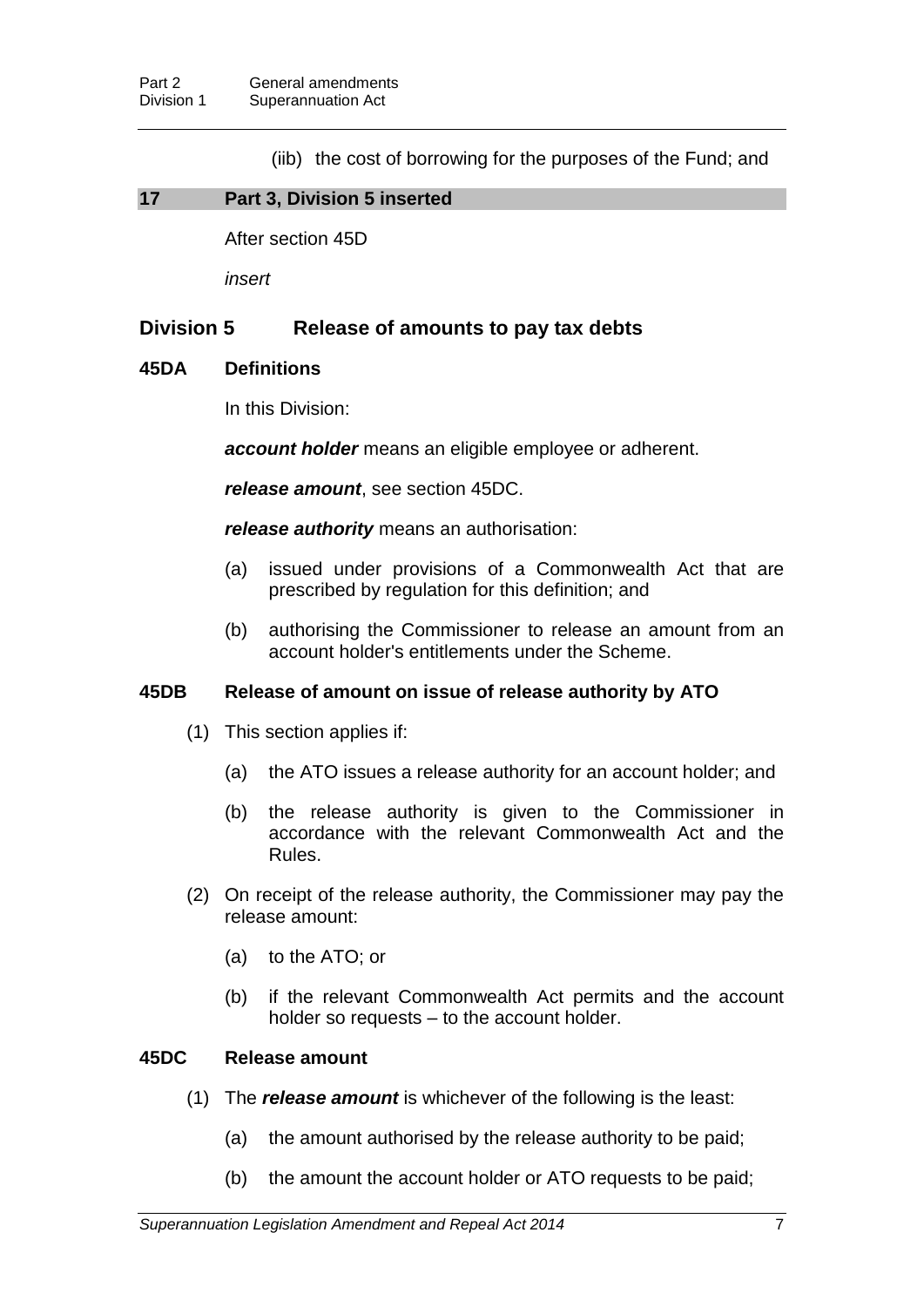(iib) the cost of borrowing for the purposes of the Fund; and

## 17 Part 3, Division 5 inserted

After section 45D

*insert*

## Division 5 Release of amounts to pay tax debts

### 45DA Definitions

In this Division:

***account holder*** means an eligible employee or adherent.

***release amount***, see section 45DC.

***release authority*** means an authorisation:

(a) issued under provisions of a Commonwealth Act that are prescribed by regulation for this definition; and

(b) authorising the Commissioner to release an amount from an account holder's entitlements under the Scheme.

### 45DB Release of amount on issue of release authority by ATO

(1) This section applies if:

(a) the ATO issues a release authority for an account holder; and

(b) the release authority is given to the Commissioner in accordance with the relevant Commonwealth Act and the Rules.

(2) On receipt of the release authority, the Commissioner may pay the release amount:

(a) to the ATO; or

(b) if the relevant Commonwealth Act permits and the account holder so requests – to the account holder.

### 45DC Release amount

(1) The ***release amount*** is whichever of the following is the least:

(a) the amount authorised by the release authority to be paid;

(b) the amount the account holder or ATO requests to be paid;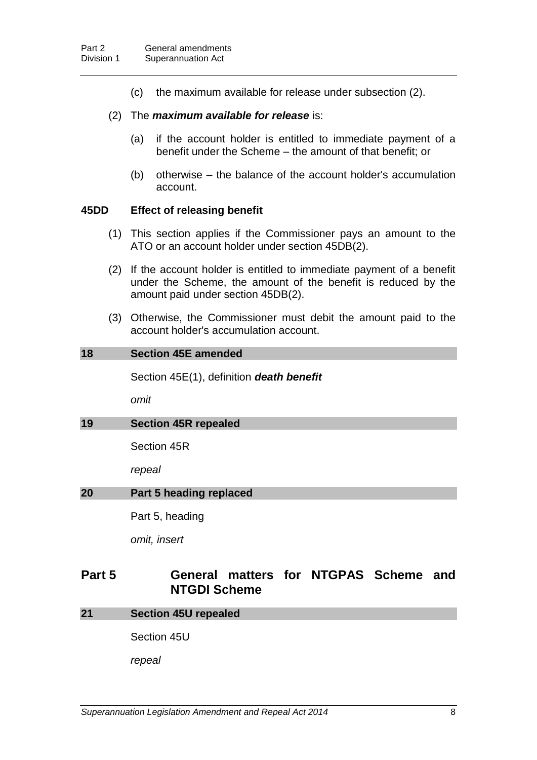(c) the maximum available for release under subsection (2).

(2) The ***maximum available for release*** is:

(a) if the account holder is entitled to immediate payment of a benefit under the Scheme – the amount of that benefit; or

(b) otherwise – the balance of the account holder's accumulation account.

**45DD Effect of releasing benefit**

(1) This section applies if the Commissioner pays an amount to the ATO or an account holder under section 45DB(2).

(2) If the account holder is entitled to immediate payment of a benefit under the Scheme, the amount of the benefit is reduced by the amount paid under section 45DB(2).

(3) Otherwise, the Commissioner must debit the amount paid to the account holder's accumulation account.

### 18 Section 45E amended

Section 45E(1), definition ***death benefit***

*omit*

### 19 Section 45R repealed

Section 45R

*repeal*

### 20 Part 5 heading replaced

Part 5, heading

*omit, insert*

## Part 5 General matters for NTGPAS Scheme and NTGDI Scheme

### 21 Section 45U repealed

Section 45U

*repeal*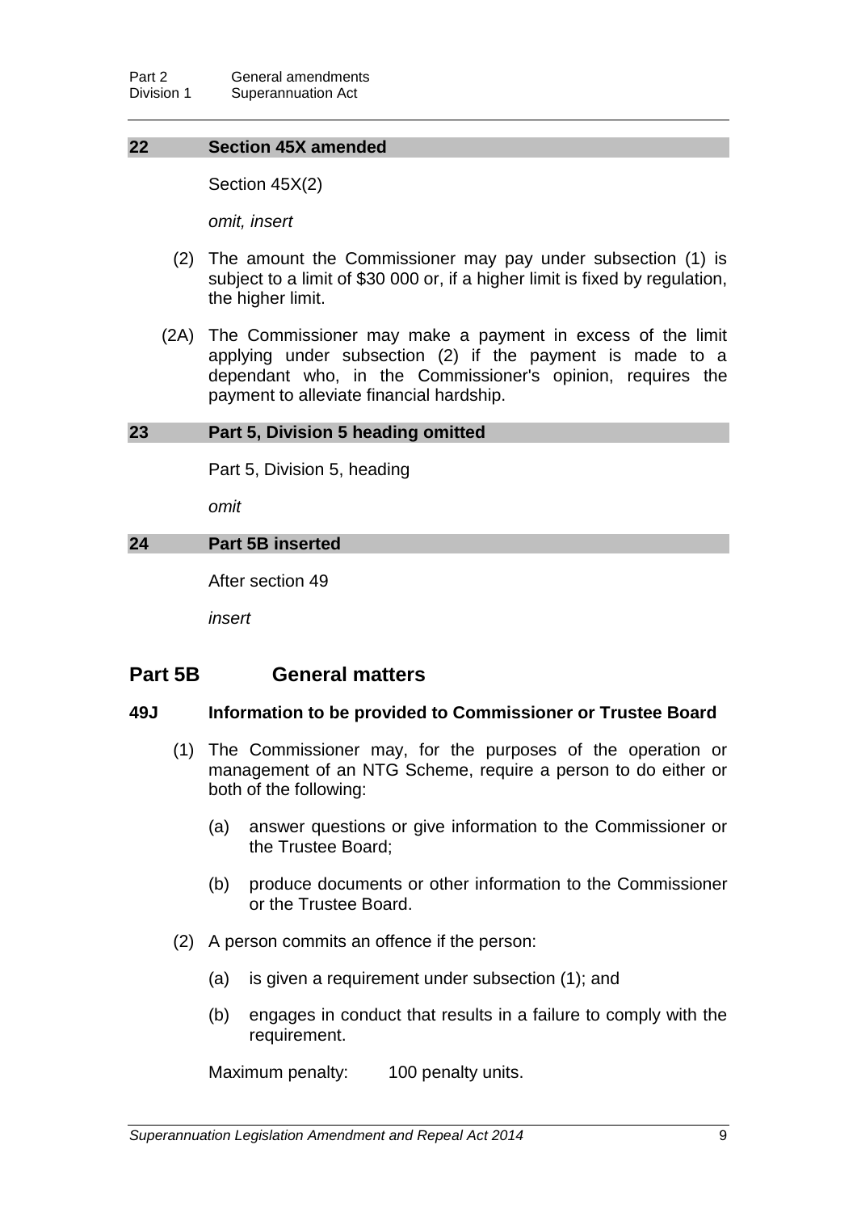**22 Section 45X amended**

Section 45X(2)

*omit, insert*

(2) The amount the Commissioner may pay under subsection (1) is subject to a limit of $30 000 or, if a higher limit is fixed by regulation, the higher limit.

(2A) The Commissioner may make a payment in excess of the limit applying under subsection (2) if the payment is made to a dependant who, in the Commissioner's opinion, requires the payment to alleviate financial hardship.

**23 Part 5, Division 5 heading omitted**

Part 5, Division 5, heading

*omit*

**24 Part 5B inserted**

After section 49

*insert*

## Part 5B General matters

### 49J Information to be provided to Commissioner or Trustee Board

(1) The Commissioner may, for the purposes of the operation or management of an NTG Scheme, require a person to do either or both of the following:

(a) answer questions or give information to the Commissioner or the Trustee Board;

(b) produce documents or other information to the Commissioner or the Trustee Board.

(2) A person commits an offence if the person:

(a) is given a requirement under subsection (1); and

(b) engages in conduct that results in a failure to comply with the requirement.

Maximum penalty: 100 penalty units.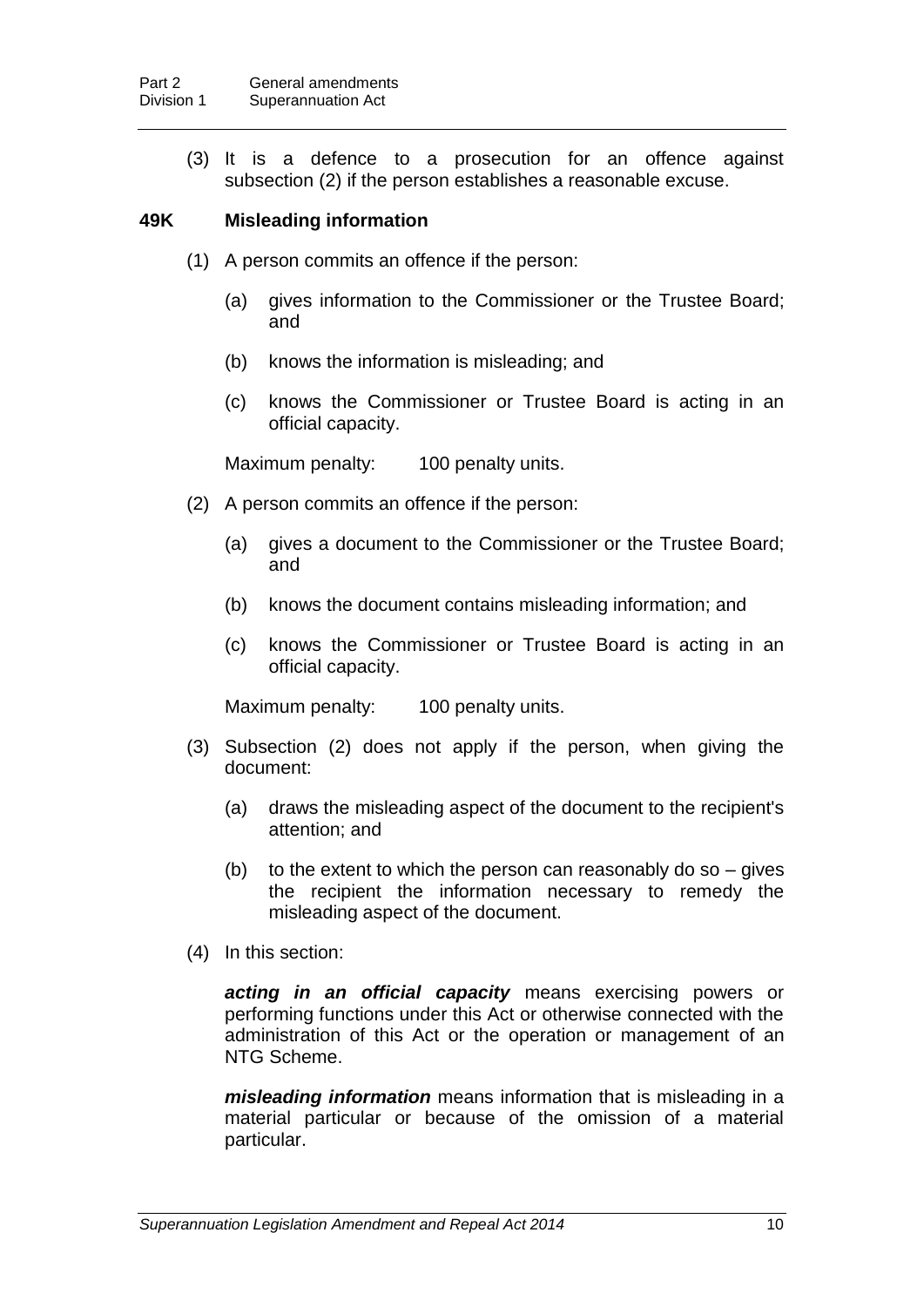(3) It is a defence to a prosecution for an offence against subsection (2) if the person establishes a reasonable excuse.

**49K Misleading information**

(1) A person commits an offence if the person:

(a) gives information to the Commissioner or the Trustee Board; and

(b) knows the information is misleading; and

(c) knows the Commissioner or Trustee Board is acting in an official capacity.

Maximum penalty: 100 penalty units.

(2) A person commits an offence if the person:

(a) gives a document to the Commissioner or the Trustee Board; and

(b) knows the document contains misleading information; and

(c) knows the Commissioner or Trustee Board is acting in an official capacity.

Maximum penalty: 100 penalty units.

(3) Subsection (2) does not apply if the person, when giving the document:

(a) draws the misleading aspect of the document to the recipient's attention; and

(b) to the extent to which the person can reasonably do so – gives the recipient the information necessary to remedy the misleading aspect of the document.

(4) In this section:

***acting in an official capacity*** means exercising powers or performing functions under this Act or otherwise connected with the administration of this Act or the operation or management of an NTG Scheme.

***misleading information*** means information that is misleading in a material particular or because of the omission of a material particular.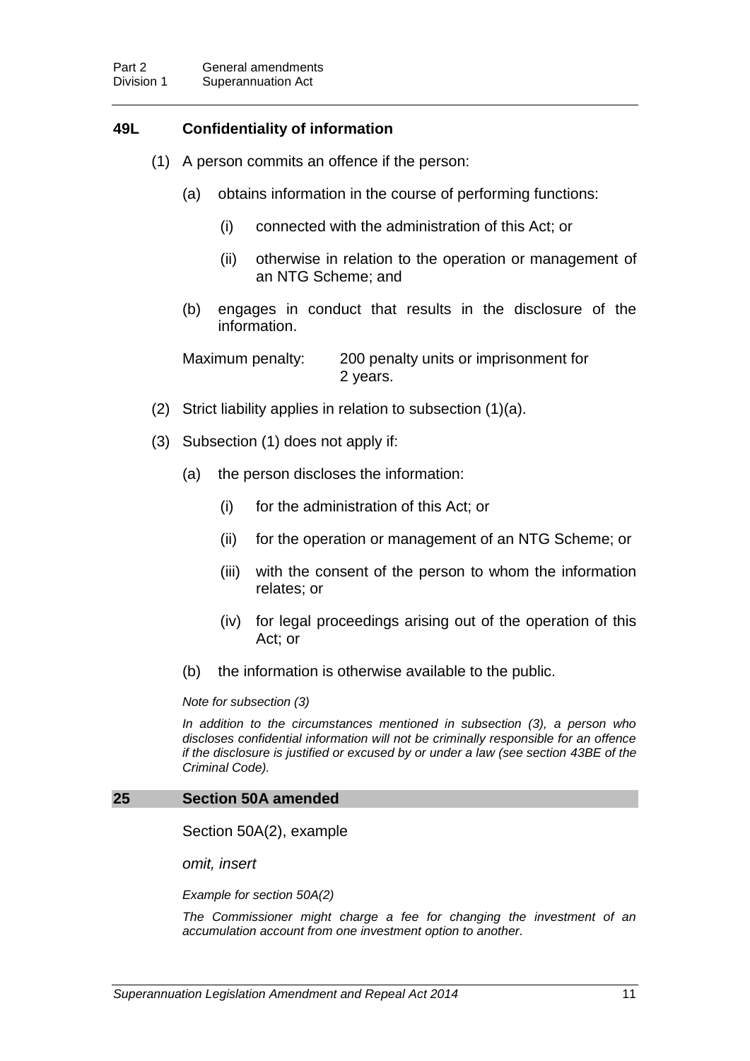### 49L Confidentiality of information

(1) A person commits an offence if the person:

(a) obtains information in the course of performing functions:

(i) connected with the administration of this Act; or

(ii) otherwise in relation to the operation or management of an NTG Scheme; and

(b) engages in conduct that results in the disclosure of the information.

Maximum penalty: 200 penalty units or imprisonment for 2 years.

(2) Strict liability applies in relation to subsection (1)(a).

(3) Subsection (1) does not apply if:

(a) the person discloses the information:

(i) for the administration of this Act; or

(ii) for the operation or management of an NTG Scheme; or

(iii) with the consent of the person to whom the information relates; or

(iv) for legal proceedings arising out of the operation of this Act; or

(b) the information is otherwise available to the public.

*Note for subsection (3)*

*In addition to the circumstances mentioned in subsection (3), a person who discloses confidential information will not be criminally responsible for an offence if the disclosure is justified or excused by or under a law (see section 43BE of the Criminal Code).*

### 25 Section 50A amended

Section 50A(2), example

*omit, insert*

*Example for section 50A(2)*

*The Commissioner might charge a fee for changing the investment of an accumulation account from one investment option to another.*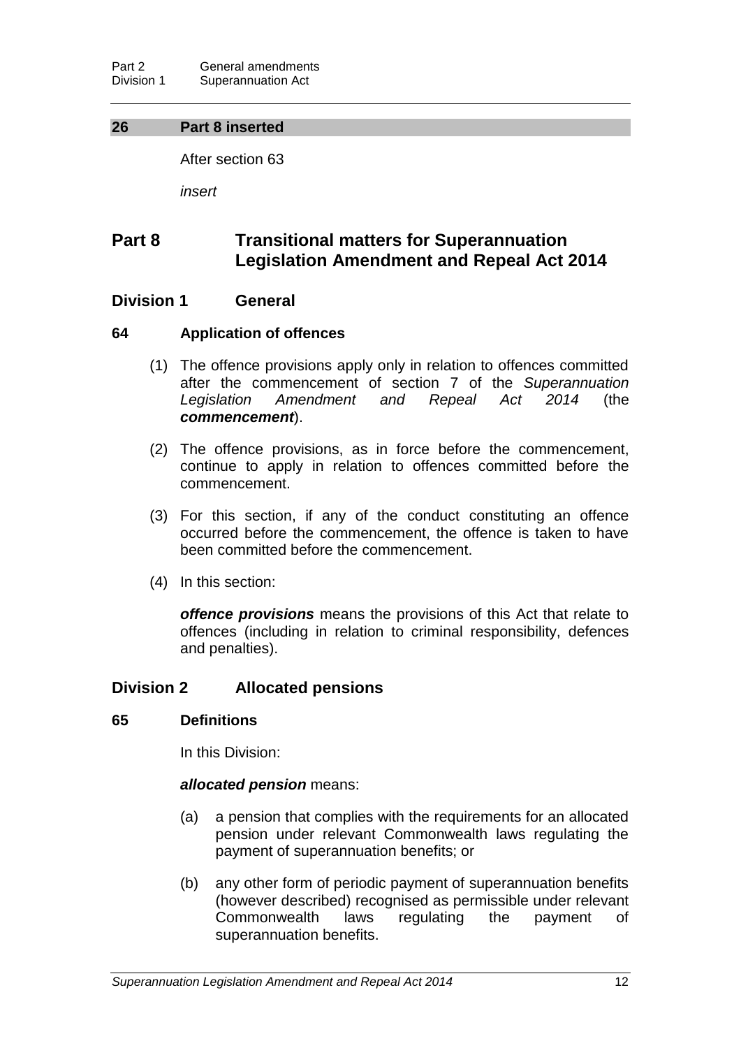## 26 Part 8 inserted

After section 63

*insert*

# Part 8 Transitional matters for Superannuation Legislation Amendment and Repeal Act 2014

## Division 1 General

### 64 Application of offences

(1) The offence provisions apply only in relation to offences committed after the commencement of section 7 of the *Superannuation Legislation Amendment and Repeal Act 2014* (the ***commencement***).

(2) The offence provisions, as in force before the commencement, continue to apply in relation to offences committed before the commencement.

(3) For this section, if any of the conduct constituting an offence occurred before the commencement, the offence is taken to have been committed before the commencement.

(4) In this section:

***offence provisions*** means the provisions of this Act that relate to offences (including in relation to criminal responsibility, defences and penalties).

## Division 2 Allocated pensions

### 65 Definitions

In this Division:

***allocated pension*** means:

(a) a pension that complies with the requirements for an allocated pension under relevant Commonwealth laws regulating the payment of superannuation benefits; or

(b) any other form of periodic payment of superannuation benefits (however described) recognised as permissible under relevant Commonwealth laws regulating the payment of superannuation benefits.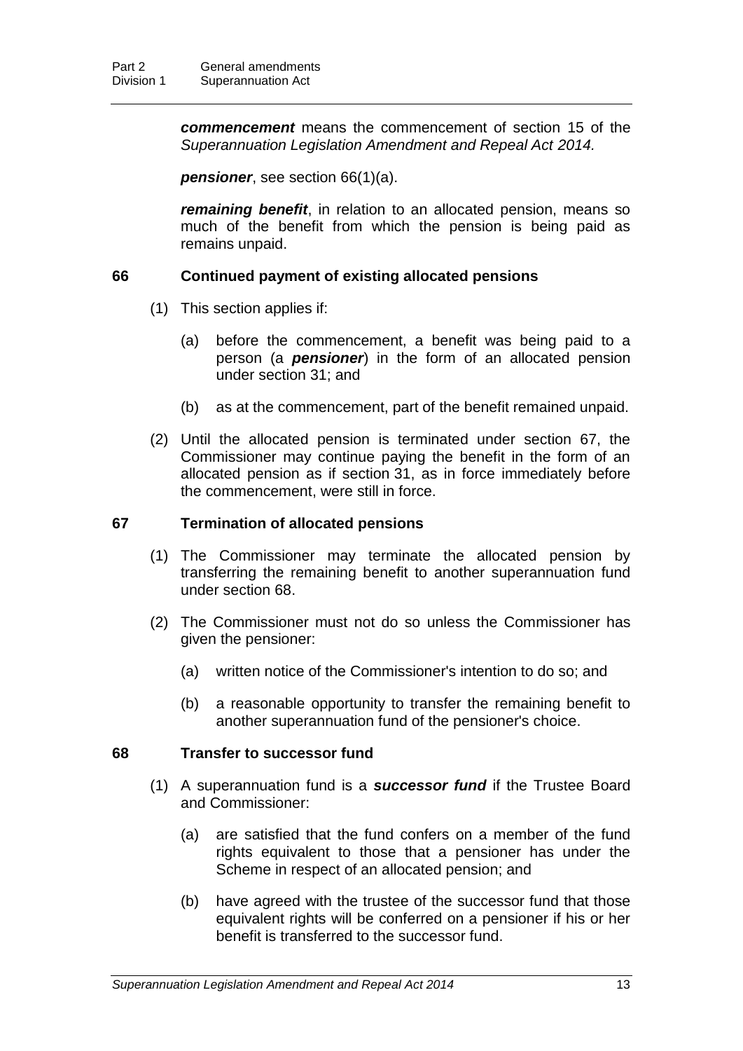***commencement*** means the commencement of section 15 of the *Superannuation Legislation Amendment and Repeal Act 2014.*

***pensioner***, see section 66(1)(a).

***remaining benefit***, in relation to an allocated pension, means so much of the benefit from which the pension is being paid as remains unpaid.

### 66 Continued payment of existing allocated pensions

(1) This section applies if:

(a) before the commencement, a benefit was being paid to a person (a ***pensioner***) in the form of an allocated pension under section 31; and

(b) as at the commencement, part of the benefit remained unpaid.

(2) Until the allocated pension is terminated under section 67, the Commissioner may continue paying the benefit in the form of an allocated pension as if section 31, as in force immediately before the commencement, were still in force.

### 67 Termination of allocated pensions

(1) The Commissioner may terminate the allocated pension by transferring the remaining benefit to another superannuation fund under section 68.

(2) The Commissioner must not do so unless the Commissioner has given the pensioner:

(a) written notice of the Commissioner's intention to do so; and

(b) a reasonable opportunity to transfer the remaining benefit to another superannuation fund of the pensioner's choice.

### 68 Transfer to successor fund

(1) A superannuation fund is a ***successor fund*** if the Trustee Board and Commissioner:

(a) are satisfied that the fund confers on a member of the fund rights equivalent to those that a pensioner has under the Scheme in respect of an allocated pension; and

(b) have agreed with the trustee of the successor fund that those equivalent rights will be conferred on a pensioner if his or her benefit is transferred to the successor fund.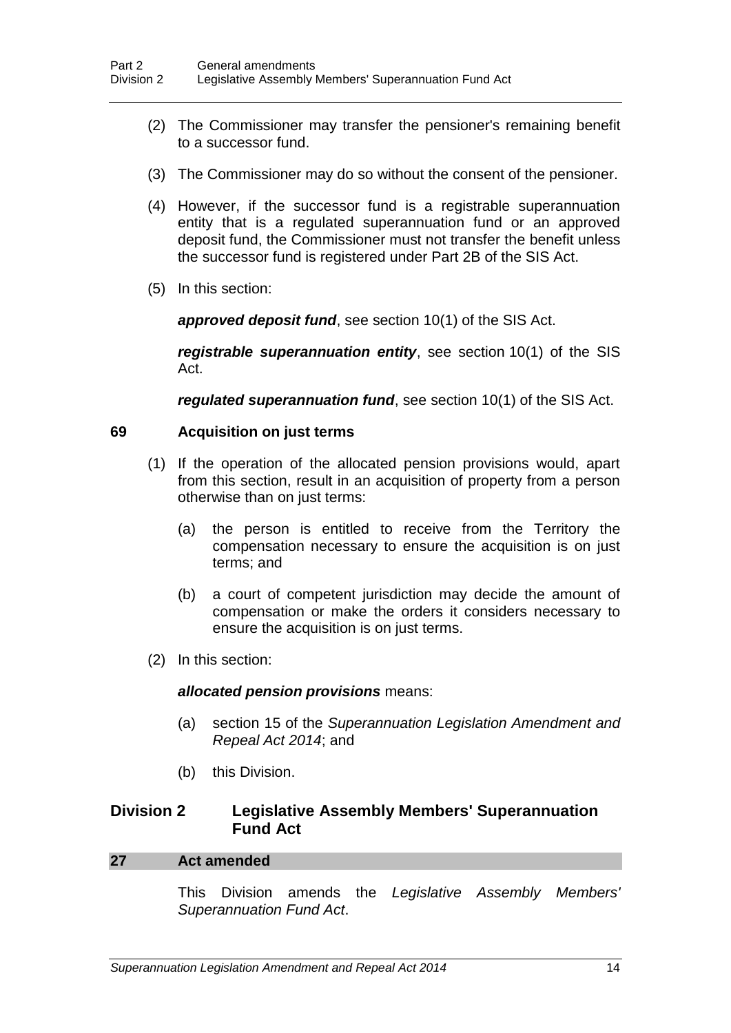(2) The Commissioner may transfer the pensioner's remaining benefit to a successor fund.

(3) The Commissioner may do so without the consent of the pensioner.

(4) However, if the successor fund is a registrable superannuation entity that is a regulated superannuation fund or an approved deposit fund, the Commissioner must not transfer the benefit unless the successor fund is registered under Part 2B of the SIS Act.

(5) In this section:

***approved deposit fund***, see section 10(1) of the SIS Act.

***registrable superannuation entity***, see section 10(1) of the SIS Act.

***regulated superannuation fund***, see section 10(1) of the SIS Act.

**69 Acquisition on just terms**

(1) If the operation of the allocated pension provisions would, apart from this section, result in an acquisition of property from a person otherwise than on just terms:

(a) the person is entitled to receive from the Territory the compensation necessary to ensure the acquisition is on just terms; and

(b) a court of competent jurisdiction may decide the amount of compensation or make the orders it considers necessary to ensure the acquisition is on just terms.

(2) In this section:

***allocated pension provisions*** means:

(a) section 15 of the *Superannuation Legislation Amendment and Repeal Act 2014*; and

(b) this Division.

## Division 2 Legislative Assembly Members' Superannuation Fund Act

### 27 Act amended

This Division amends the *Legislative Assembly Members' Superannuation Fund Act*.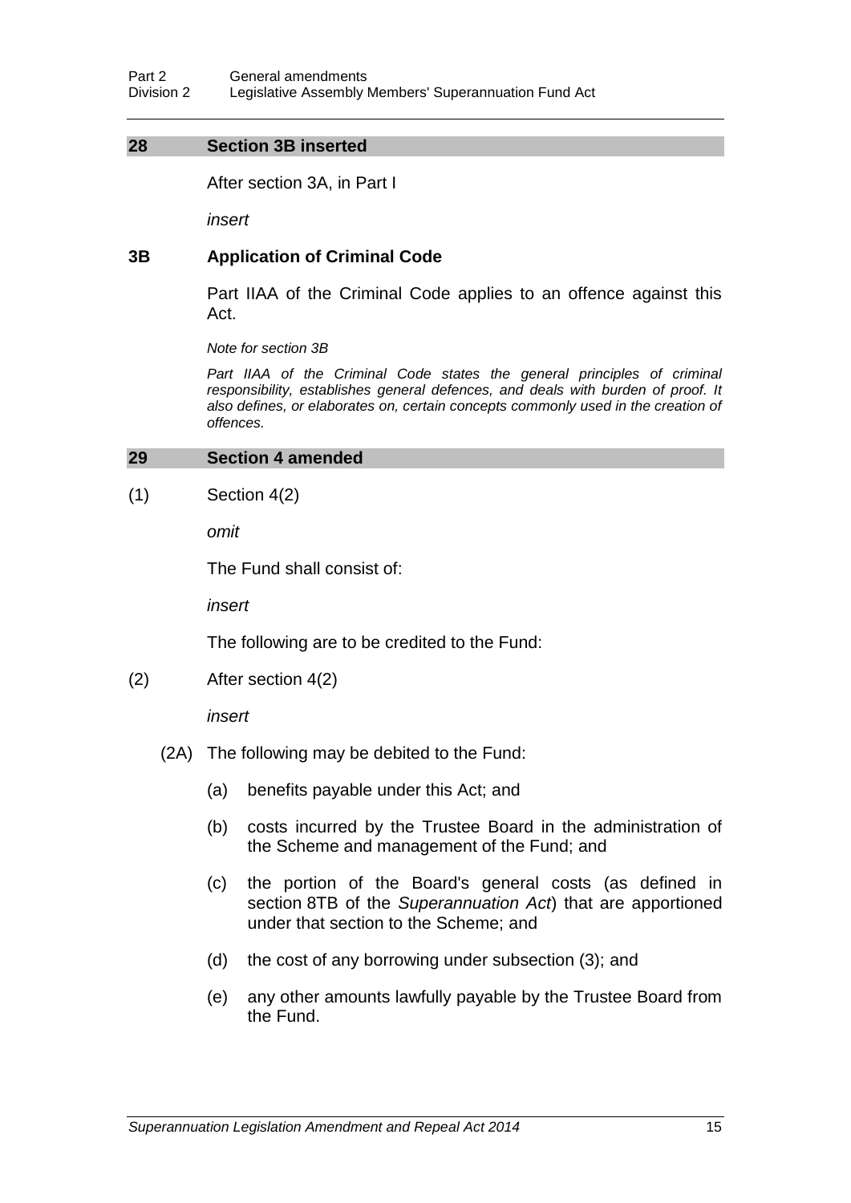## 28 Section 3B inserted

After section 3A, in Part I

*insert*

### 3B Application of Criminal Code

Part IIAA of the Criminal Code applies to an offence against this Act.

*Note for section 3B*

*Part IIAA of the Criminal Code states the general principles of criminal responsibility, establishes general defences, and deals with burden of proof. It also defines, or elaborates on, certain concepts commonly used in the creation of offences.*

## 29 Section 4 amended

(1) Section 4(2)

*omit*

The Fund shall consist of:

*insert*

The following are to be credited to the Fund:

(2) After section 4(2)

*insert*

(2A) The following may be debited to the Fund:

(a) benefits payable under this Act; and

(b) costs incurred by the Trustee Board in the administration of the Scheme and management of the Fund; and

(c) the portion of the Board's general costs (as defined in section 8TB of the *Superannuation Act*) that are apportioned under that section to the Scheme; and

(d) the cost of any borrowing under subsection (3); and

(e) any other amounts lawfully payable by the Trustee Board from the Fund.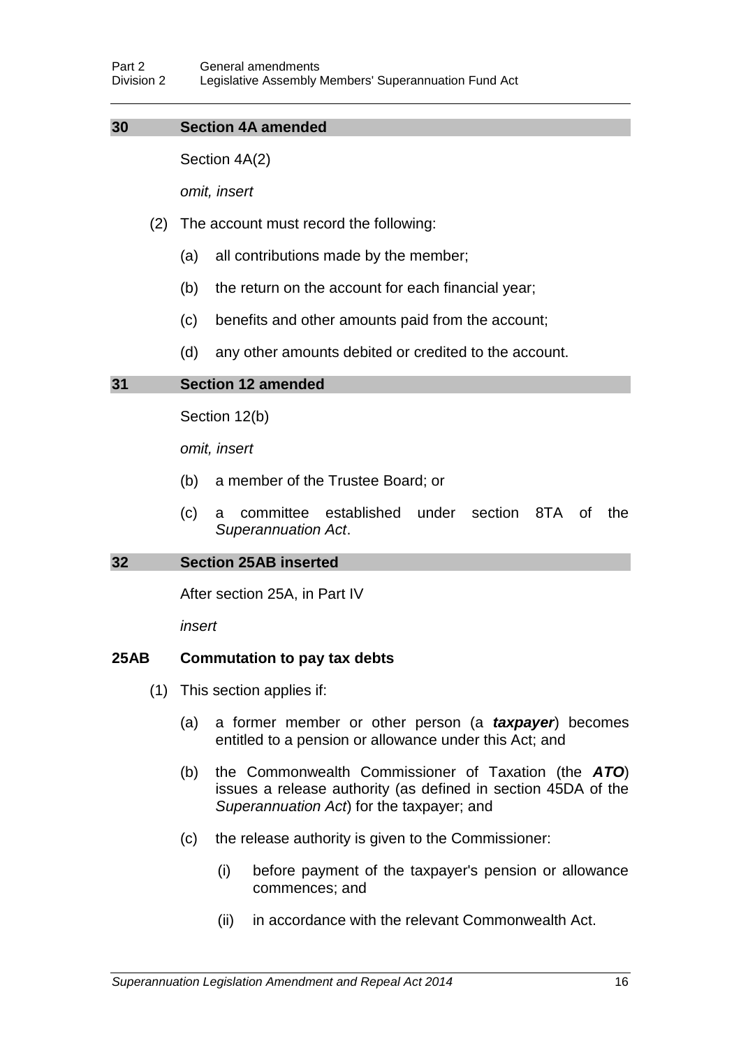### 30 Section 4A amended

Section 4A(2)

*omit, insert*

(2) The account must record the following:

(a) all contributions made by the member;

(b) the return on the account for each financial year;

(c) benefits and other amounts paid from the account;

(d) any other amounts debited or credited to the account.

### 31 Section 12 amended

Section 12(b)

*omit, insert*

(b) a member of the Trustee Board; or

(c) a committee established under section 8TA of the *Superannuation Act*.

### 32 Section 25AB inserted

After section 25A, in Part IV

*insert*

#### 25AB Commutation to pay tax debts

(1) This section applies if:

(a) a former member or other person (a ***taxpayer***) becomes entitled to a pension or allowance under this Act; and

(b) the Commonwealth Commissioner of Taxation (the ***ATO***) issues a release authority (as defined in section 45DA of the *Superannuation Act*) for the taxpayer; and

(c) the release authority is given to the Commissioner:

(i) before payment of the taxpayer's pension or allowance commences; and

(ii) in accordance with the relevant Commonwealth Act.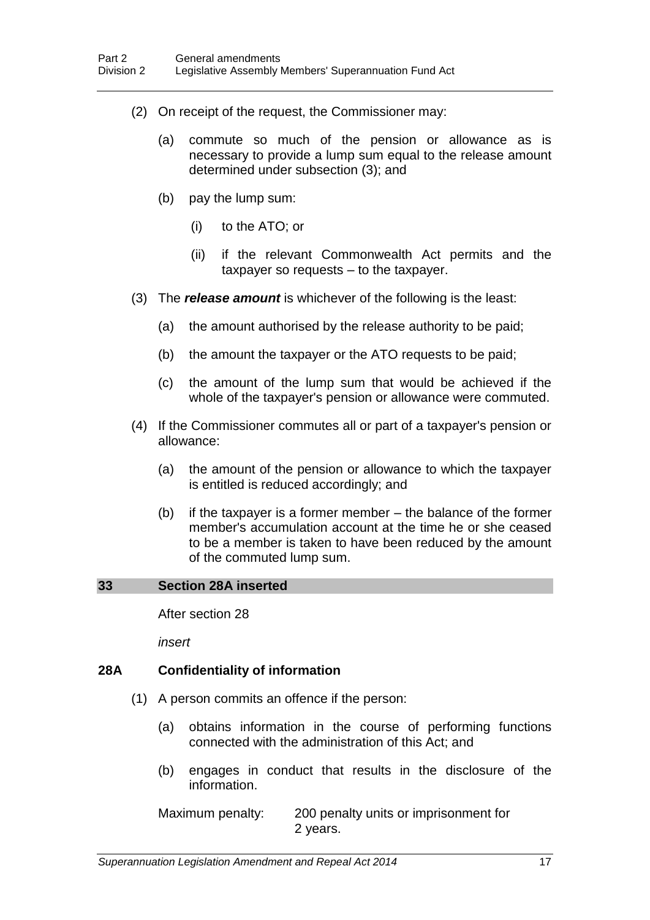(2) On receipt of the request, the Commissioner may:

(a) commute so much of the pension or allowance as is necessary to provide a lump sum equal to the release amount determined under subsection (3); and

(b) pay the lump sum:

(i) to the ATO; or

(ii) if the relevant Commonwealth Act permits and the taxpayer so requests – to the taxpayer.

(3) The ***release amount*** is whichever of the following is the least:

(a) the amount authorised by the release authority to be paid;

(b) the amount the taxpayer or the ATO requests to be paid;

(c) the amount of the lump sum that would be achieved if the whole of the taxpayer's pension or allowance were commuted.

(4) If the Commissioner commutes all or part of a taxpayer's pension or allowance:

(a) the amount of the pension or allowance to which the taxpayer is entitled is reduced accordingly; and

(b) if the taxpayer is a former member – the balance of the former member's accumulation account at the time he or she ceased to be a member is taken to have been reduced by the amount of the commuted lump sum.

## 33 Section 28A inserted

After section 28

*insert*

### 28A Confidentiality of information

(1) A person commits an offence if the person:

(a) obtains information in the course of performing functions connected with the administration of this Act; and

(b) engages in conduct that results in the disclosure of the information.

Maximum penalty: 200 penalty units or imprisonment for 2 years.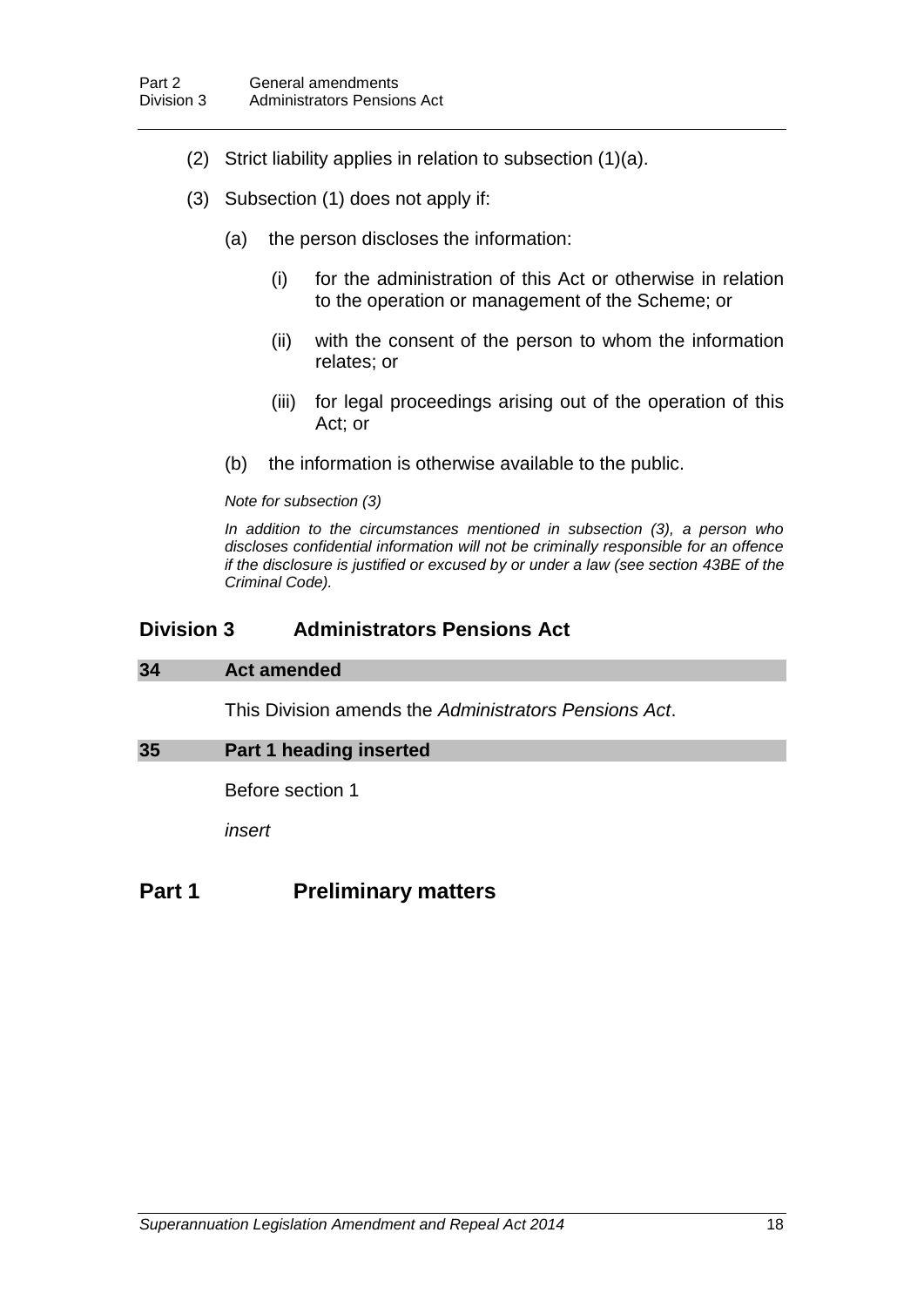(2) Strict liability applies in relation to subsection (1)(a).

(3) Subsection (1) does not apply if:

(a) the person discloses the information:

(i) for the administration of this Act or otherwise in relation to the operation or management of the Scheme; or

(ii) with the consent of the person to whom the information relates; or

(iii) for legal proceedings arising out of the operation of this Act; or

(b) the information is otherwise available to the public.

*Note for subsection (3)*

*In addition to the circumstances mentioned in subsection (3), a person who discloses confidential information will not be criminally responsible for an offence if the disclosure is justified or excused by or under a law (see section 43BE of the Criminal Code).*

## Division 3 Administrators Pensions Act

### 34 Act amended

This Division amends the *Administrators Pensions Act*.

### 35 Part 1 heading inserted

Before section 1

*insert*

# Part 1 Preliminary matters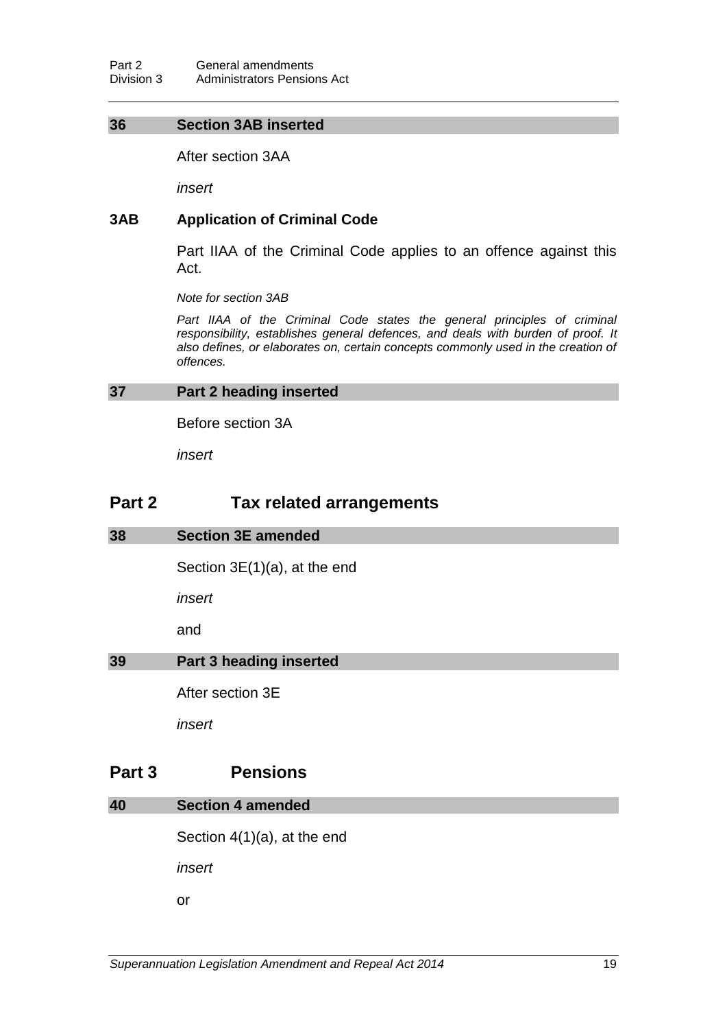### 36 Section 3AB inserted

After section 3AA

*insert*

### 3AB Application of Criminal Code

Part IIAA of the Criminal Code applies to an offence against this Act.

*Note for section 3AB*

*Part IIAA of the Criminal Code states the general principles of criminal responsibility, establishes general defences, and deals with burden of proof. It also defines, or elaborates on, certain concepts commonly used in the creation of offences.*

### 37 Part 2 heading inserted

Before section 3A

*insert*

## Part 2 Tax related arrangements

### 38 Section 3E amended

Section 3E(1)(a), at the end

*insert*

and

### 39 Part 3 heading inserted

After section 3E

*insert*

## Part 3 Pensions

### 40 Section 4 amended

Section 4(1)(a), at the end

*insert*

or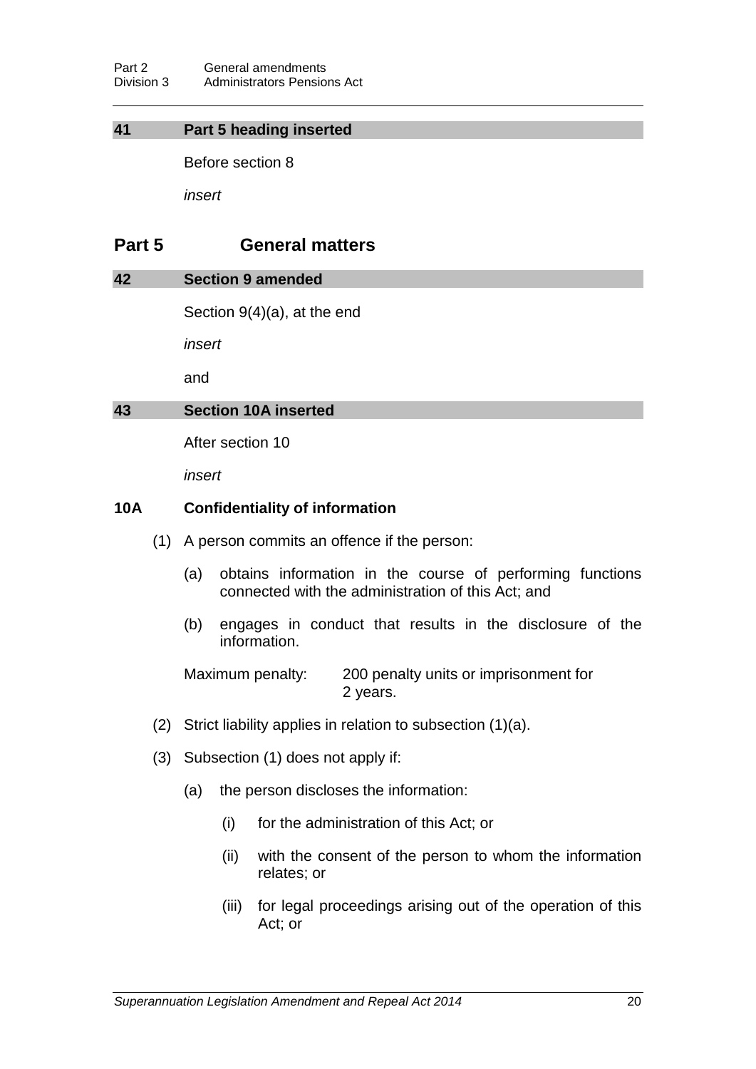### 41 Part 5 heading inserted

Before section 8

*insert*

## Part 5 General matters

### 42 Section 9 amended

Section 9(4)(a), at the end

*insert*

and

### 43 Section 10A inserted

After section 10

*insert*

**10A Confidentiality of information**

(1) A person commits an offence if the person:

(a) obtains information in the course of performing functions connected with the administration of this Act; and

(b) engages in conduct that results in the disclosure of the information.

Maximum penalty: 200 penalty units or imprisonment for 2 years.

(2) Strict liability applies in relation to subsection (1)(a).

(3) Subsection (1) does not apply if:

(a) the person discloses the information:

(i) for the administration of this Act; or

(ii) with the consent of the person to whom the information relates; or

(iii) for legal proceedings arising out of the operation of this Act; or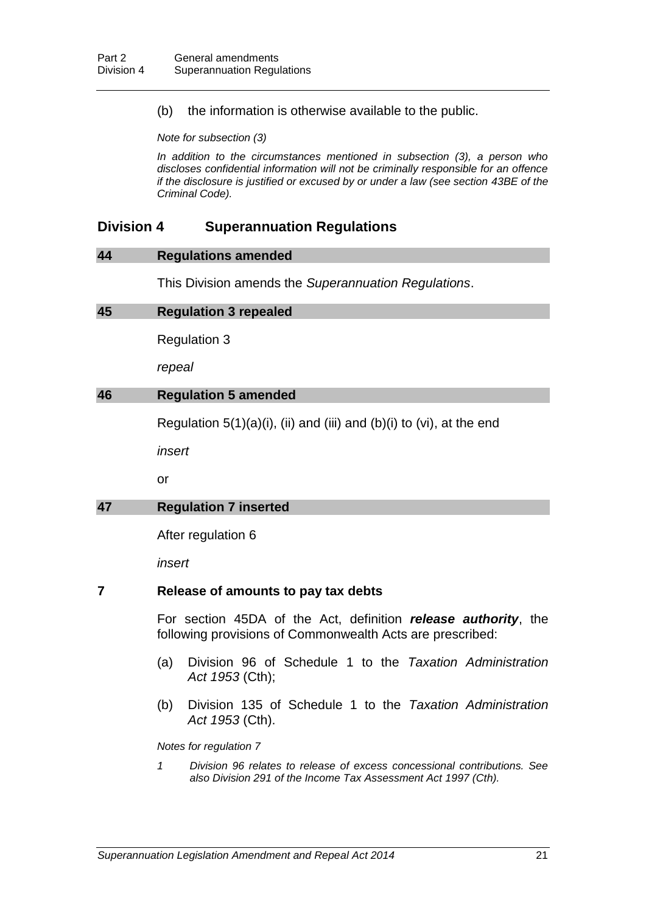(b) the information is otherwise available to the public.

*Note for subsection (3)*

*In addition to the circumstances mentioned in subsection (3), a person who discloses confidential information will not be criminally responsible for an offence if the disclosure is justified or excused by or under a law (see section 43BE of the Criminal Code).*

## Division 4 Superannuation Regulations

### 44 Regulations amended

This Division amends the *Superannuation Regulations*.

### 45 Regulation 3 repealed

Regulation 3

*repeal*

### 46 Regulation 5 amended

Regulation 5(1)(a)(i), (ii) and (iii) and (b)(i) to (vi), at the end

*insert*

or

### 47 Regulation 7 inserted

After regulation 6

*insert*

### 7 Release of amounts to pay tax debts

For section 45DA of the Act, definition ***release authority***, the following provisions of Commonwealth Acts are prescribed:

(a) Division 96 of Schedule 1 to the *Taxation Administration Act 1953* (Cth);

(b) Division 135 of Schedule 1 to the *Taxation Administration Act 1953* (Cth).

*Notes for regulation 7*

*1 Division 96 relates to release of excess concessional contributions. See also Division 291 of the Income Tax Assessment Act 1997 (Cth).*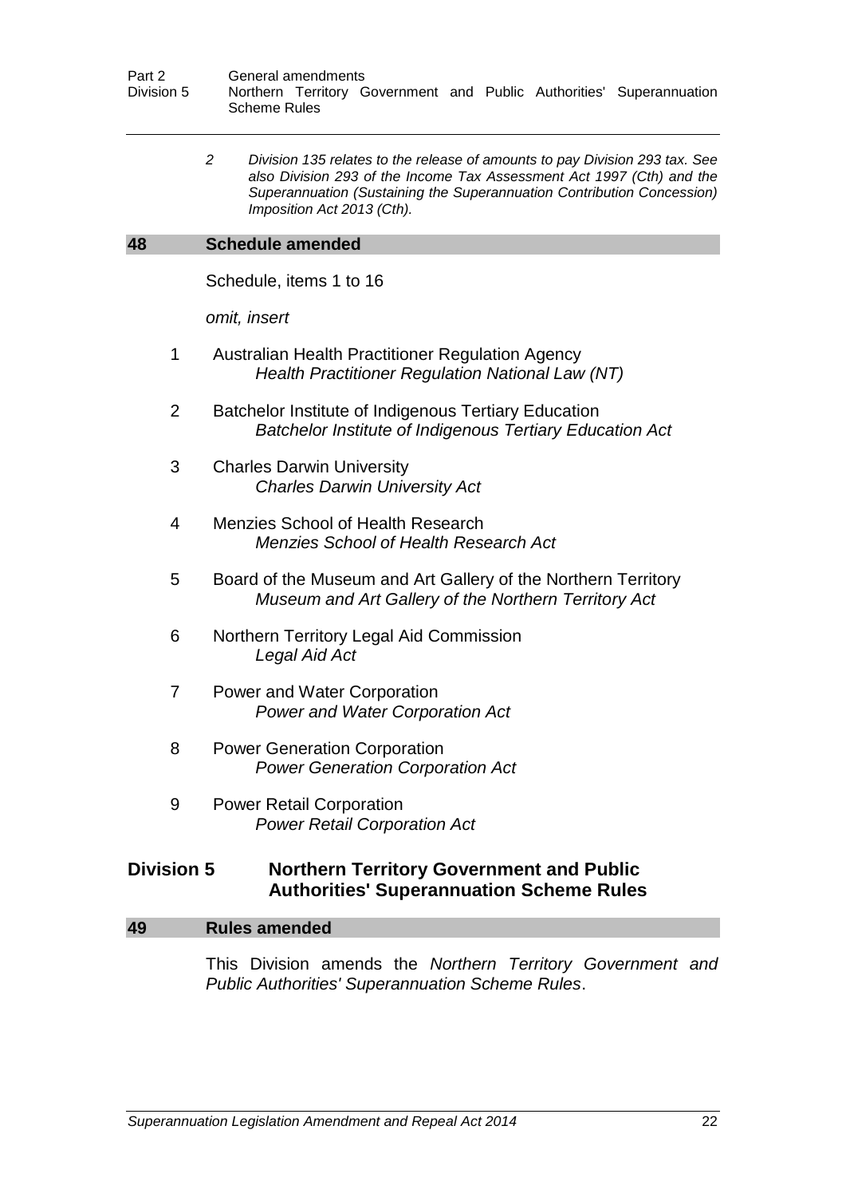*2 Division 135 relates to the release of amounts to pay Division 293 tax. See also Division 293 of the Income Tax Assessment Act 1997 (Cth) and the Superannuation (Sustaining the Superannuation Contribution Concession) Imposition Act 2013 (Cth).*

### 48 Schedule amended

Schedule, items 1 to 16

*omit, insert*

1 Australian Health Practitioner Regulation Agency
*Health Practitioner Regulation National Law (NT)*

2 Batchelor Institute of Indigenous Tertiary Education
*Batchelor Institute of Indigenous Tertiary Education Act*

3 Charles Darwin University
*Charles Darwin University Act*

4 Menzies School of Health Research
*Menzies School of Health Research Act*

5 Board of the Museum and Art Gallery of the Northern Territory
*Museum and Art Gallery of the Northern Territory Act*

6 Northern Territory Legal Aid Commission
*Legal Aid Act*

7 Power and Water Corporation
*Power and Water Corporation Act*

8 Power Generation Corporation
*Power Generation Corporation Act*

9 Power Retail Corporation
*Power Retail Corporation Act*

## Division 5 Northern Territory Government and Public Authorities' Superannuation Scheme Rules

### 49 Rules amended

This Division amends the *Northern Territory Government and Public Authorities' Superannuation Scheme Rules*.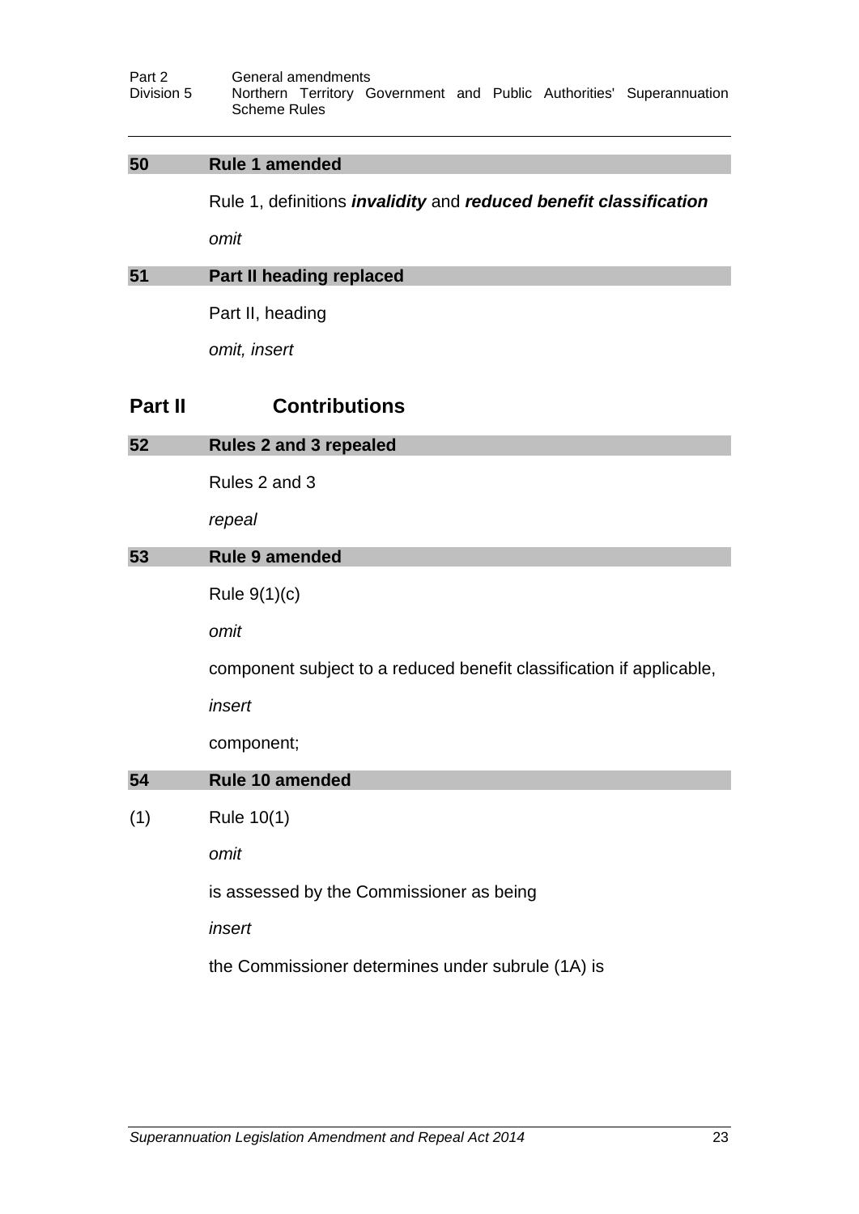### 50 Rule 1 amended

Rule 1, definitions ***invalidity*** and ***reduced benefit classification***

*omit*

### 51 Part II heading replaced

Part II, heading

*omit, insert*

## Part II Contributions

### 52 Rules 2 and 3 repealed

Rules 2 and 3

*repeal*

### 53 Rule 9 amended

Rule 9(1)(c)

*omit*

component subject to a reduced benefit classification if applicable,

*insert*

component;

### 54 Rule 10 amended

(1) Rule 10(1)

*omit*

is assessed by the Commissioner as being

*insert*

the Commissioner determines under subrule (1A) is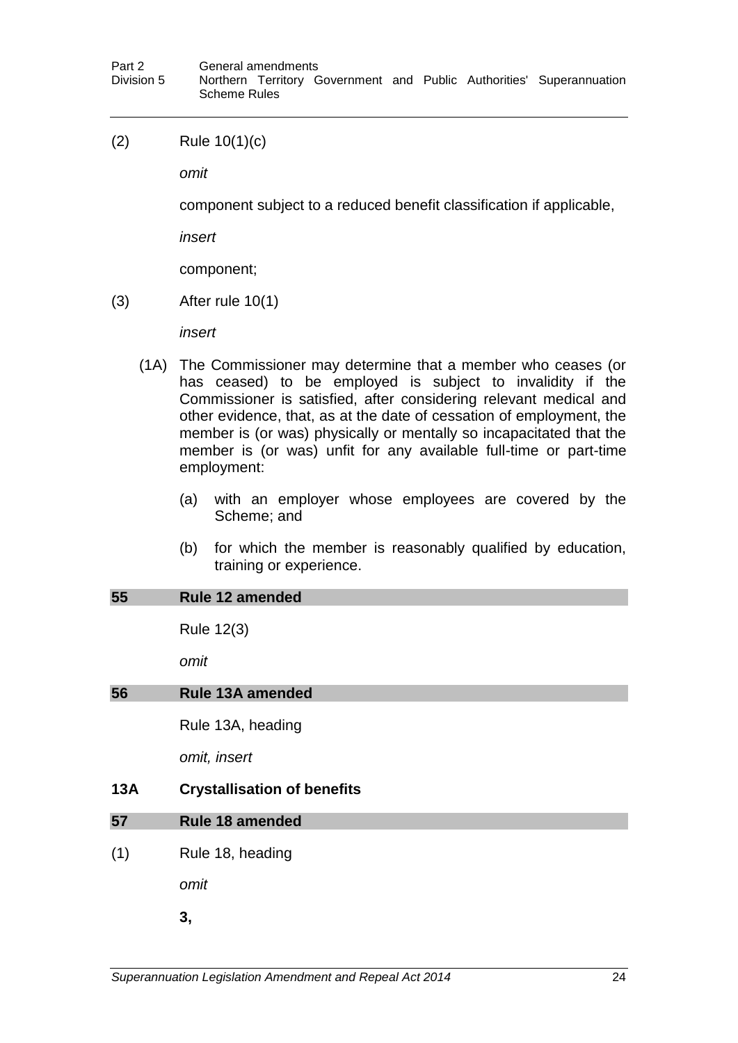(2) Rule 10(1)(c)

*omit*

component subject to a reduced benefit classification if applicable,

*insert*

component;

(3) After rule 10(1)

*insert*

(1A) The Commissioner may determine that a member who ceases (or has ceased) to be employed is subject to invalidity if the Commissioner is satisfied, after considering relevant medical and other evidence, that, as at the date of cessation of employment, the member is (or was) physically or mentally so incapacitated that the member is (or was) unfit for any available full-time or part-time employment:

(a) with an employer whose employees are covered by the Scheme; and

(b) for which the member is reasonably qualified by education, training or experience.

### 55 Rule 12 amended

Rule 12(3)

*omit*

### 56 Rule 13A amended

Rule 13A, heading

*omit, insert*

**13A Crystallisation of benefits**

### 57 Rule 18 amended

(1) Rule 18, heading

*omit*

**3,**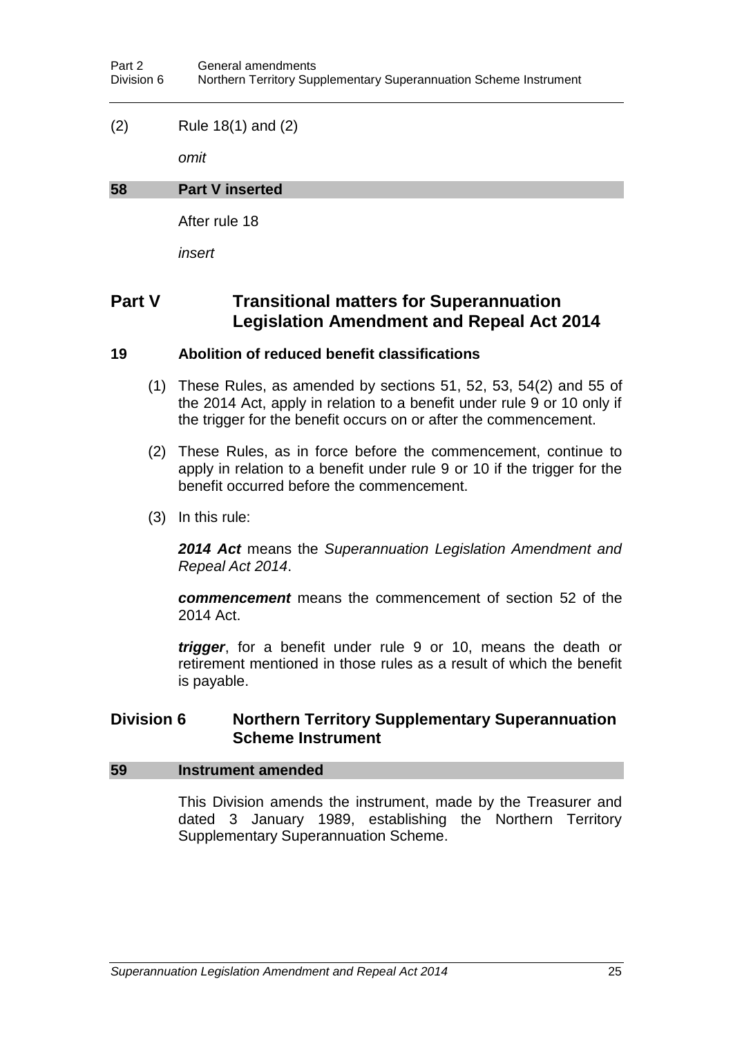(2) Rule 18(1) and (2)

*omit*

**58 Part V inserted**

After rule 18

*insert*

## Part V Transitional matters for Superannuation Legislation Amendment and Repeal Act 2014

### 19 Abolition of reduced benefit classifications

(1) These Rules, as amended by sections 51, 52, 53, 54(2) and 55 of the 2014 Act, apply in relation to a benefit under rule 9 or 10 only if the trigger for the benefit occurs on or after the commencement.

(2) These Rules, as in force before the commencement, continue to apply in relation to a benefit under rule 9 or 10 if the trigger for the benefit occurred before the commencement.

(3) In this rule:

***2014 Act*** means the *Superannuation Legislation Amendment and Repeal Act 2014*.

***commencement*** means the commencement of section 52 of the 2014 Act.

***trigger***, for a benefit under rule 9 or 10, means the death or retirement mentioned in those rules as a result of which the benefit is payable.

## Division 6 Northern Territory Supplementary Superannuation Scheme Instrument

**59 Instrument amended**

This Division amends the instrument, made by the Treasurer and dated 3 January 1989, establishing the Northern Territory Supplementary Superannuation Scheme.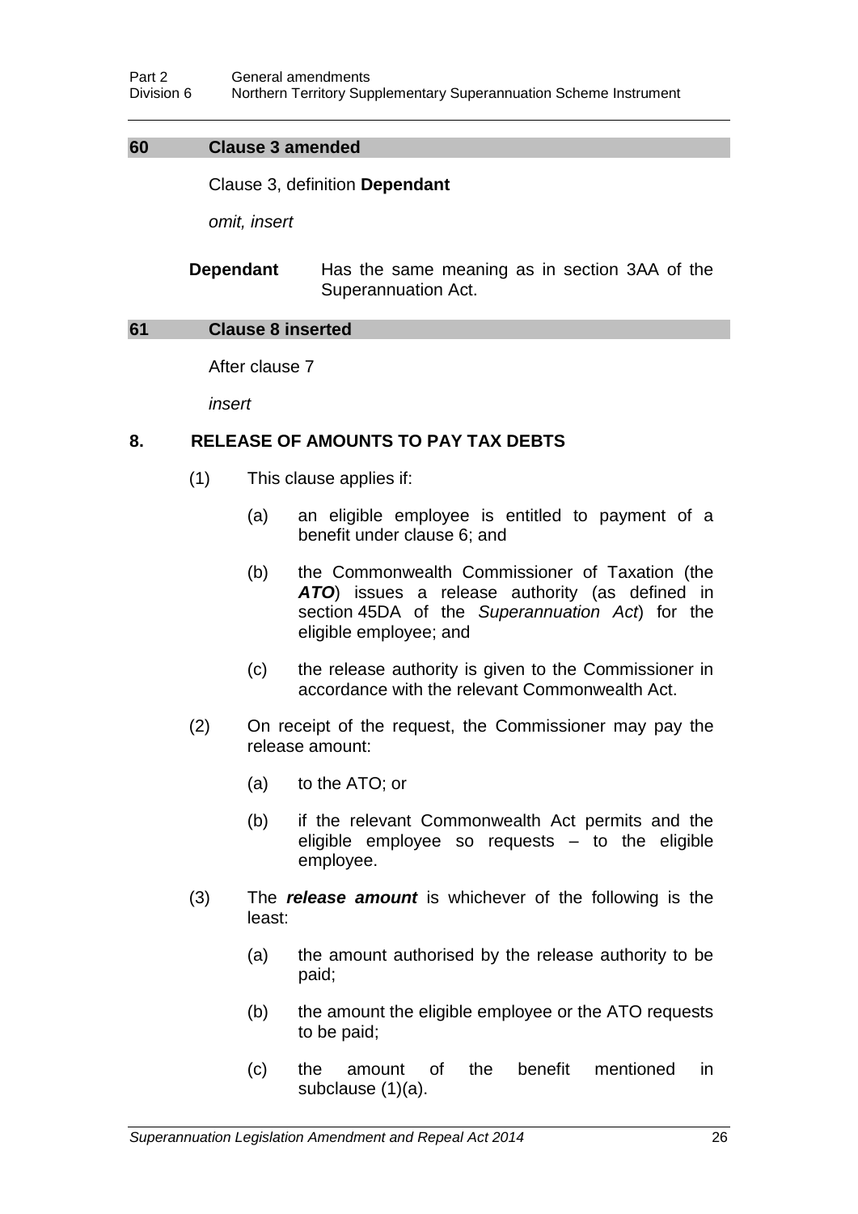## 60 Clause 3 amended

Clause 3, definition **Dependant**

*omit, insert*

**Dependant** Has the same meaning as in section 3AA of the Superannuation Act.

## 61 Clause 8 inserted

After clause 7

*insert*

### 8. RELEASE OF AMOUNTS TO PAY TAX DEBTS

(1) This clause applies if:

(a) an eligible employee is entitled to payment of a benefit under clause 6; and

(b) the Commonwealth Commissioner of Taxation (the ***ATO***) issues a release authority (as defined in section 45DA of the *Superannuation Act*) for the eligible employee; and

(c) the release authority is given to the Commissioner in accordance with the relevant Commonwealth Act.

(2) On receipt of the request, the Commissioner may pay the release amount:

(a) to the ATO; or

(b) if the relevant Commonwealth Act permits and the eligible employee so requests – to the eligible employee.

(3) The ***release amount*** is whichever of the following is the least:

(a) the amount authorised by the release authority to be paid;

(b) the amount the eligible employee or the ATO requests to be paid;

(c) the amount of the benefit mentioned in subclause (1)(a).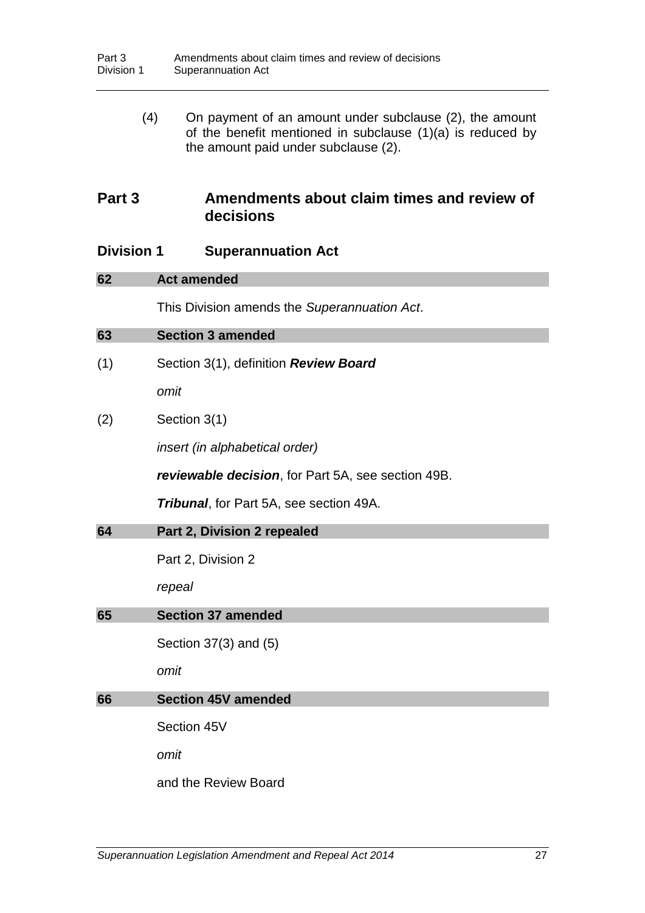(4) On payment of an amount under subclause (2), the amount of the benefit mentioned in subclause (1)(a) is reduced by the amount paid under subclause (2).

# Part 3 Amendments about claim times and review of decisions

## Division 1 Superannuation Act

### 62 Act amended

This Division amends the *Superannuation Act*.

### 63 Section 3 amended

(1) Section 3(1), definition ***Review Board***

*omit*

(2) Section 3(1)

*insert (in alphabetical order)*

***reviewable decision***, for Part 5A, see section 49B.

***Tribunal***, for Part 5A, see section 49A.

### 64 Part 2, Division 2 repealed

Part 2, Division 2

*repeal*

### 65 Section 37 amended

Section 37(3) and (5)

*omit*

### 66 Section 45V amended

Section 45V

*omit*

and the Review Board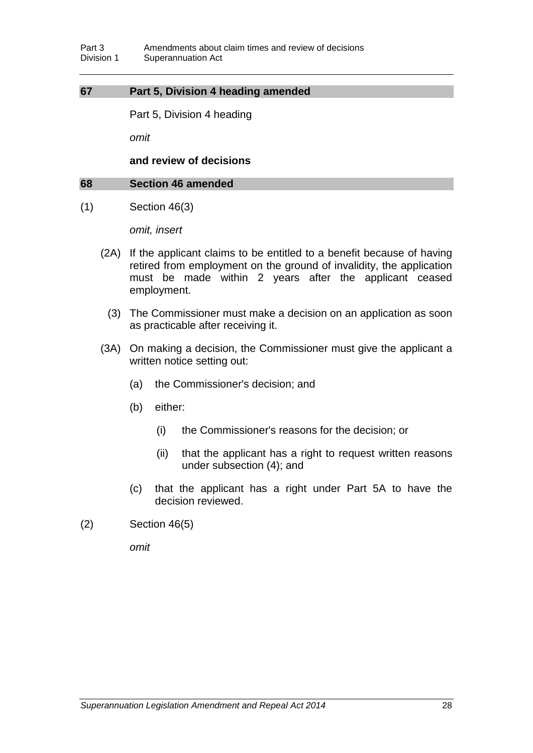### 67 Part 5, Division 4 heading amended

Part 5, Division 4 heading

*omit*

**and review of decisions**

### 68 Section 46 amended

(1) Section 46(3)

*omit, insert*

(2A) If the applicant claims to be entitled to a benefit because of having retired from employment on the ground of invalidity, the application must be made within 2 years after the applicant ceased employment.

(3) The Commissioner must make a decision on an application as soon as practicable after receiving it.

(3A) On making a decision, the Commissioner must give the applicant a written notice setting out:

(a) the Commissioner's decision; and

(b) either:

(i) the Commissioner's reasons for the decision; or

(ii) that the applicant has a right to request written reasons under subsection (4); and

(c) that the applicant has a right under Part 5A to have the decision reviewed.

(2) Section 46(5)

*omit*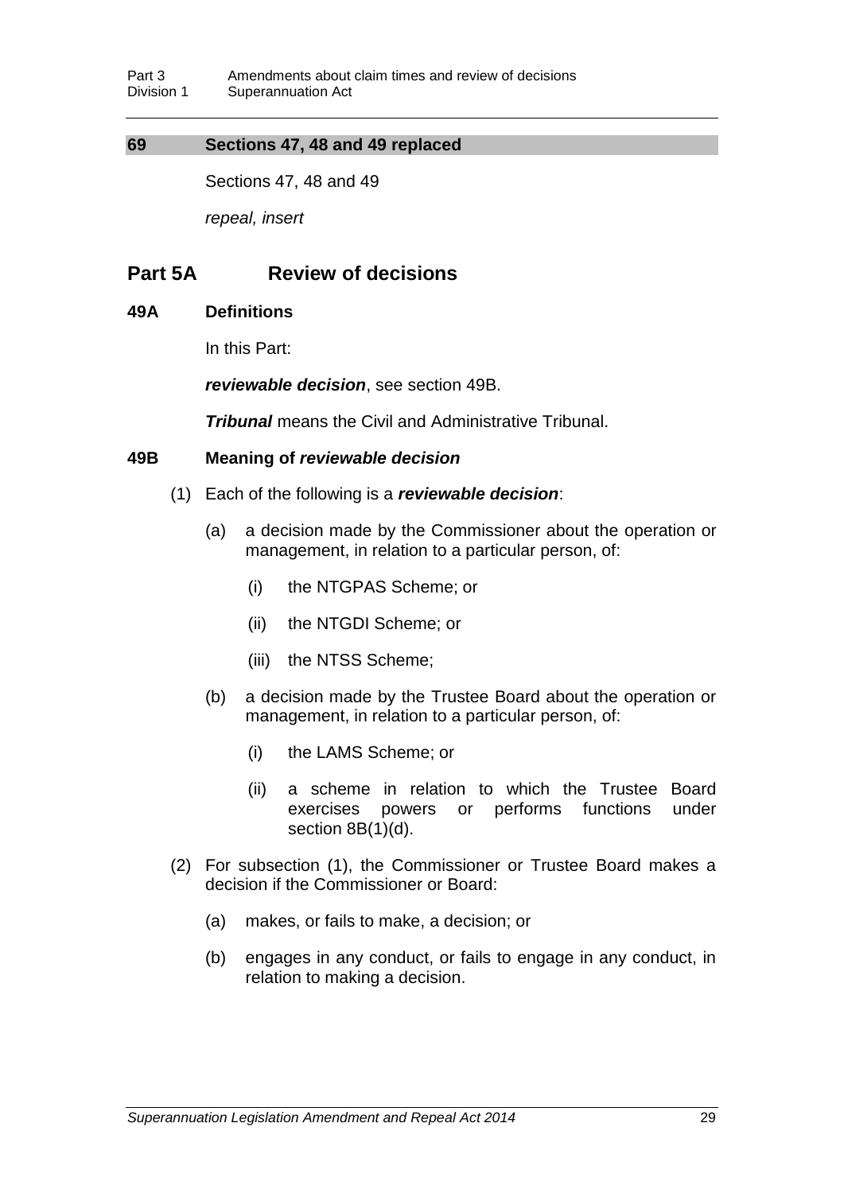## 69 Sections 47, 48 and 49 replaced

Sections 47, 48 and 49

*repeal, insert*

# Part 5A Review of decisions

### 49A Definitions

In this Part:

***reviewable decision***, see section 49B.

***Tribunal*** means the Civil and Administrative Tribunal.

### 49B Meaning of *reviewable decision*

(1) Each of the following is a ***reviewable decision***:

(a) a decision made by the Commissioner about the operation or management, in relation to a particular person, of:

(i) the NTGPAS Scheme; or

(ii) the NTGDI Scheme; or

(iii) the NTSS Scheme;

(b) a decision made by the Trustee Board about the operation or management, in relation to a particular person, of:

(i) the LAMS Scheme; or

(ii) a scheme in relation to which the Trustee Board exercises powers or performs functions under section 8B(1)(d).

(2) For subsection (1), the Commissioner or Trustee Board makes a decision if the Commissioner or Board:

(a) makes, or fails to make, a decision; or

(b) engages in any conduct, or fails to engage in any conduct, in relation to making a decision.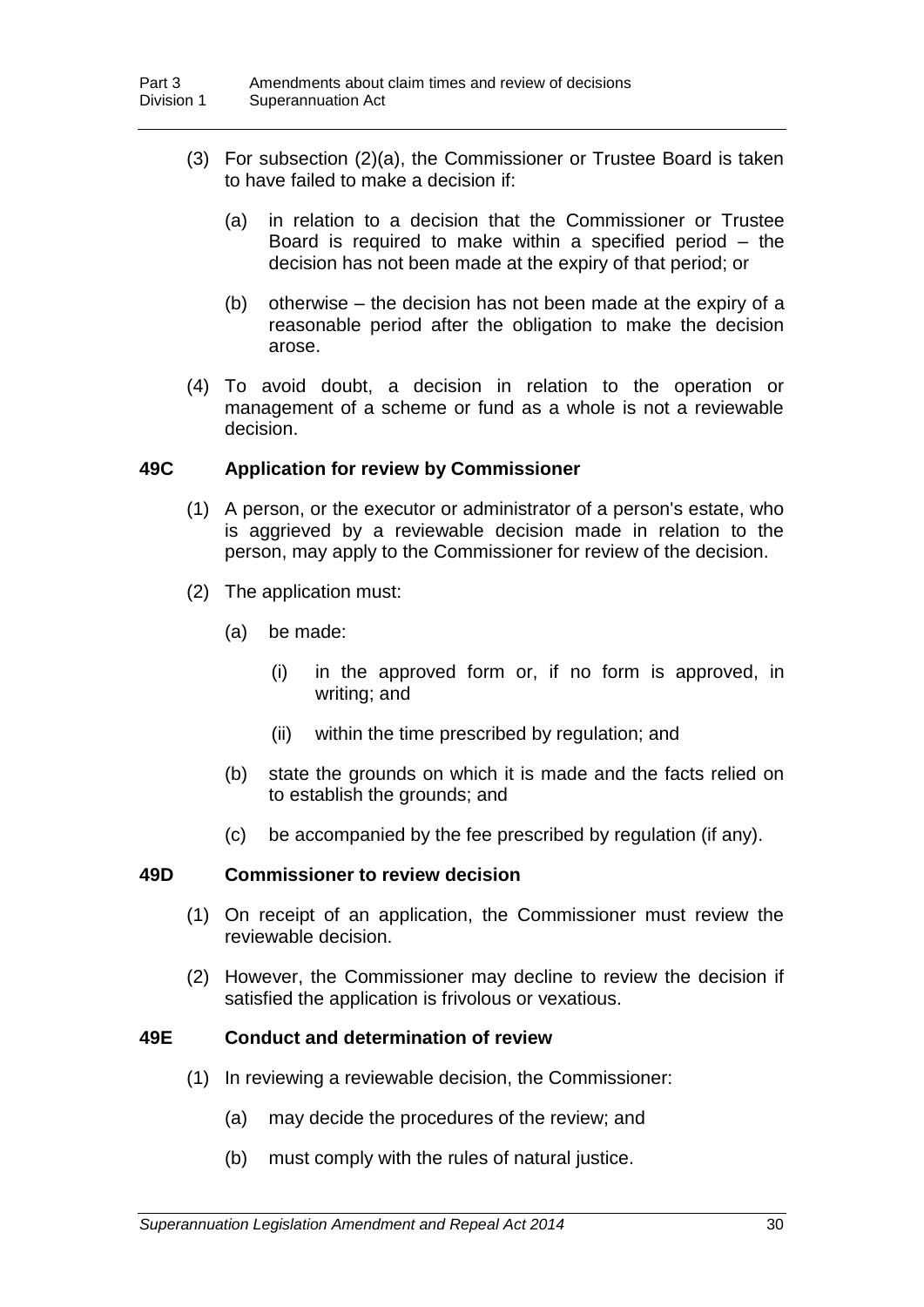(3) For subsection (2)(a), the Commissioner or Trustee Board is taken to have failed to make a decision if:

(a) in relation to a decision that the Commissioner or Trustee Board is required to make within a specified period – the decision has not been made at the expiry of that period; or

(b) otherwise – the decision has not been made at the expiry of a reasonable period after the obligation to make the decision arose.

(4) To avoid doubt, a decision in relation to the operation or management of a scheme or fund as a whole is not a reviewable decision.

### 49C Application for review by Commissioner

(1) A person, or the executor or administrator of a person's estate, who is aggrieved by a reviewable decision made in relation to the person, may apply to the Commissioner for review of the decision.

(2) The application must:

(a) be made:

(i) in the approved form or, if no form is approved, in writing; and

(ii) within the time prescribed by regulation; and

(b) state the grounds on which it is made and the facts relied on to establish the grounds; and

(c) be accompanied by the fee prescribed by regulation (if any).

### 49D Commissioner to review decision

(1) On receipt of an application, the Commissioner must review the reviewable decision.

(2) However, the Commissioner may decline to review the decision if satisfied the application is frivolous or vexatious.

### 49E Conduct and determination of review

(1) In reviewing a reviewable decision, the Commissioner:

(a) may decide the procedures of the review; and

(b) must comply with the rules of natural justice.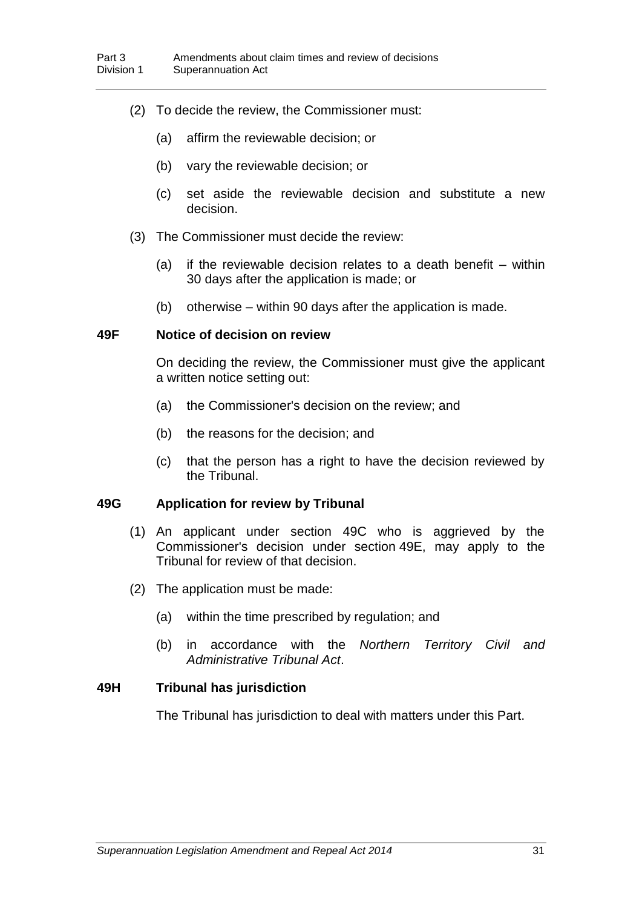(2) To decide the review, the Commissioner must:

(a) affirm the reviewable decision; or

(b) vary the reviewable decision; or

(c) set aside the reviewable decision and substitute a new decision.

(3) The Commissioner must decide the review:

(a) if the reviewable decision relates to a death benefit – within 30 days after the application is made; or

(b) otherwise – within 90 days after the application is made.

### 49F Notice of decision on review

On deciding the review, the Commissioner must give the applicant a written notice setting out:

(a) the Commissioner's decision on the review; and

(b) the reasons for the decision; and

(c) that the person has a right to have the decision reviewed by the Tribunal.

### 49G Application for review by Tribunal

(1) An applicant under section 49C who is aggrieved by the Commissioner's decision under section 49E, may apply to the Tribunal for review of that decision.

(2) The application must be made:

(a) within the time prescribed by regulation; and

(b) in accordance with the *Northern Territory Civil and Administrative Tribunal Act*.

### 49H Tribunal has jurisdiction

The Tribunal has jurisdiction to deal with matters under this Part.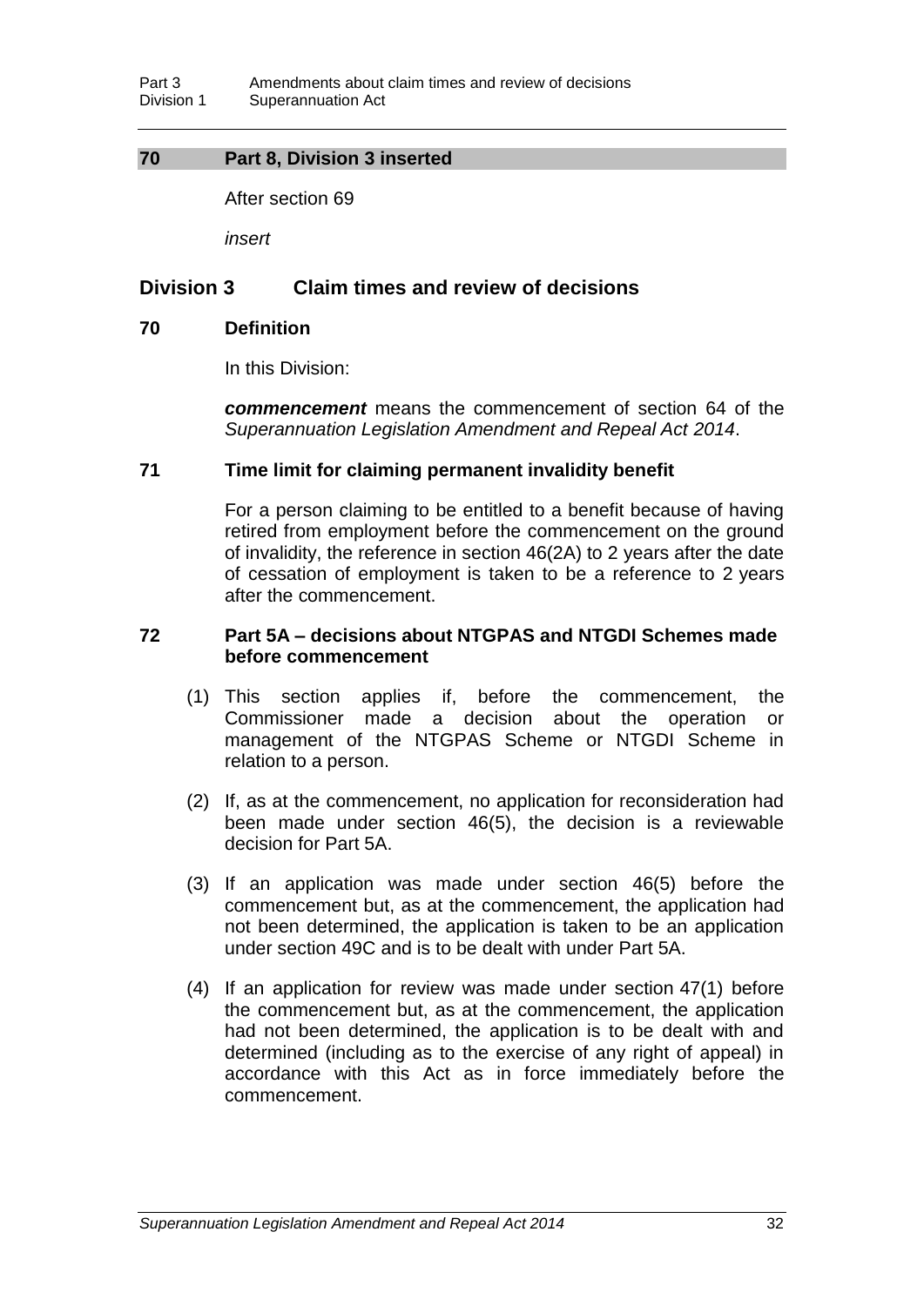## 70 Part 8, Division 3 inserted

After section 69

*insert*

### Division 3 Claim times and review of decisions

#### 70 Definition

In this Division:

***commencement*** means the commencement of section 64 of the *Superannuation Legislation Amendment and Repeal Act 2014*.

#### 71 Time limit for claiming permanent invalidity benefit

For a person claiming to be entitled to a benefit because of having retired from employment before the commencement on the ground of invalidity, the reference in section 46(2A) to 2 years after the date of cessation of employment is taken to be a reference to 2 years after the commencement.

#### 72 Part 5A – decisions about NTGPAS and NTGDI Schemes made before commencement

(1) This section applies if, before the commencement, the Commissioner made a decision about the operation or management of the NTGPAS Scheme or NTGDI Scheme in relation to a person.

(2) If, as at the commencement, no application for reconsideration had been made under section 46(5), the decision is a reviewable decision for Part 5A.

(3) If an application was made under section 46(5) before the commencement but, as at the commencement, the application had not been determined, the application is taken to be an application under section 49C and is to be dealt with under Part 5A.

(4) If an application for review was made under section 47(1) before the commencement but, as at the commencement, the application had not been determined, the application is to be dealt with and determined (including as to the exercise of any right of appeal) in accordance with this Act as in force immediately before the commencement.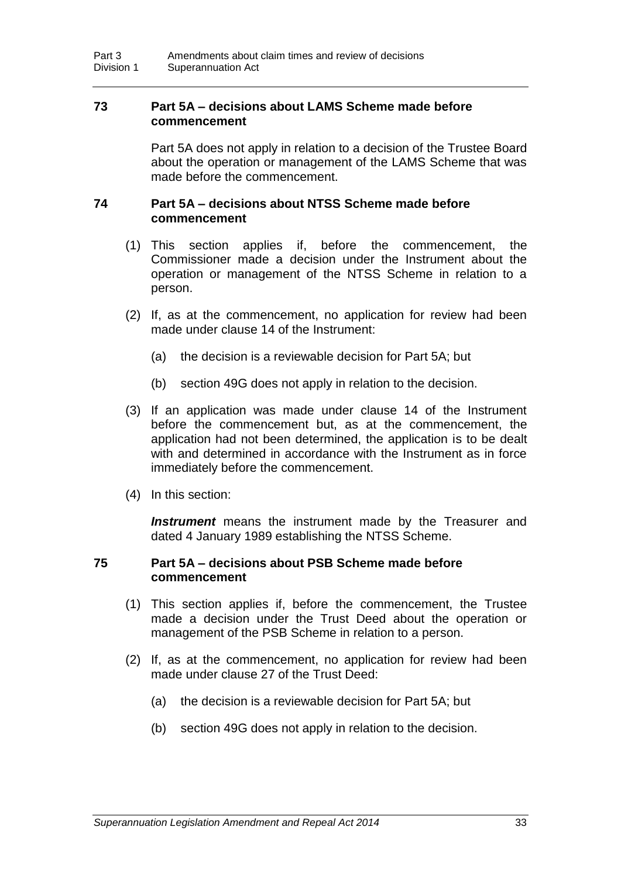### 73 Part 5A – decisions about LAMS Scheme made before commencement

Part 5A does not apply in relation to a decision of the Trustee Board about the operation or management of the LAMS Scheme that was made before the commencement.

### 74 Part 5A – decisions about NTSS Scheme made before commencement

(1) This section applies if, before the commencement, the Commissioner made a decision under the Instrument about the operation or management of the NTSS Scheme in relation to a person.

(2) If, as at the commencement, no application for review had been made under clause 14 of the Instrument:

(a) the decision is a reviewable decision for Part 5A; but

(b) section 49G does not apply in relation to the decision.

(3) If an application was made under clause 14 of the Instrument before the commencement but, as at the commencement, the application had not been determined, the application is to be dealt with and determined in accordance with the Instrument as in force immediately before the commencement.

(4) In this section:

***Instrument*** means the instrument made by the Treasurer and dated 4 January 1989 establishing the NTSS Scheme.

### 75 Part 5A – decisions about PSB Scheme made before commencement

(1) This section applies if, before the commencement, the Trustee made a decision under the Trust Deed about the operation or management of the PSB Scheme in relation to a person.

(2) If, as at the commencement, no application for review had been made under clause 27 of the Trust Deed:

(a) the decision is a reviewable decision for Part 5A; but

(b) section 49G does not apply in relation to the decision.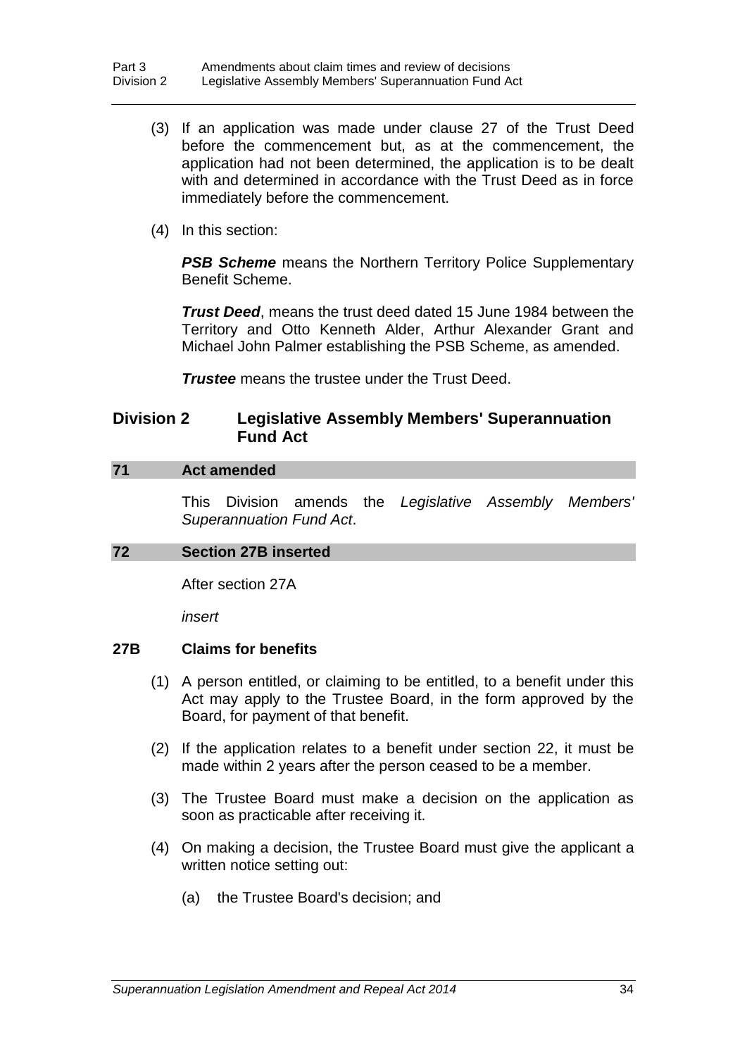(3) If an application was made under clause 27 of the Trust Deed before the commencement but, as at the commencement, the application had not been determined, the application is to be dealt with and determined in accordance with the Trust Deed as in force immediately before the commencement.

(4) In this section:

***PSB Scheme*** means the Northern Territory Police Supplementary Benefit Scheme.

***Trust Deed***, means the trust deed dated 15 June 1984 between the Territory and Otto Kenneth Alder, Arthur Alexander Grant and Michael John Palmer establishing the PSB Scheme, as amended.

***Trustee*** means the trustee under the Trust Deed.

## Division 2 Legislative Assembly Members' Superannuation Fund Act

### 71 Act amended

This Division amends the *Legislative Assembly Members' Superannuation Fund Act*.

### 72 Section 27B inserted

After section 27A

*insert*

### 27B Claims for benefits

(1) A person entitled, or claiming to be entitled, to a benefit under this Act may apply to the Trustee Board, in the form approved by the Board, for payment of that benefit.

(2) If the application relates to a benefit under section 22, it must be made within 2 years after the person ceased to be a member.

(3) The Trustee Board must make a decision on the application as soon as practicable after receiving it.

(4) On making a decision, the Trustee Board must give the applicant a written notice setting out:

(a) the Trustee Board's decision; and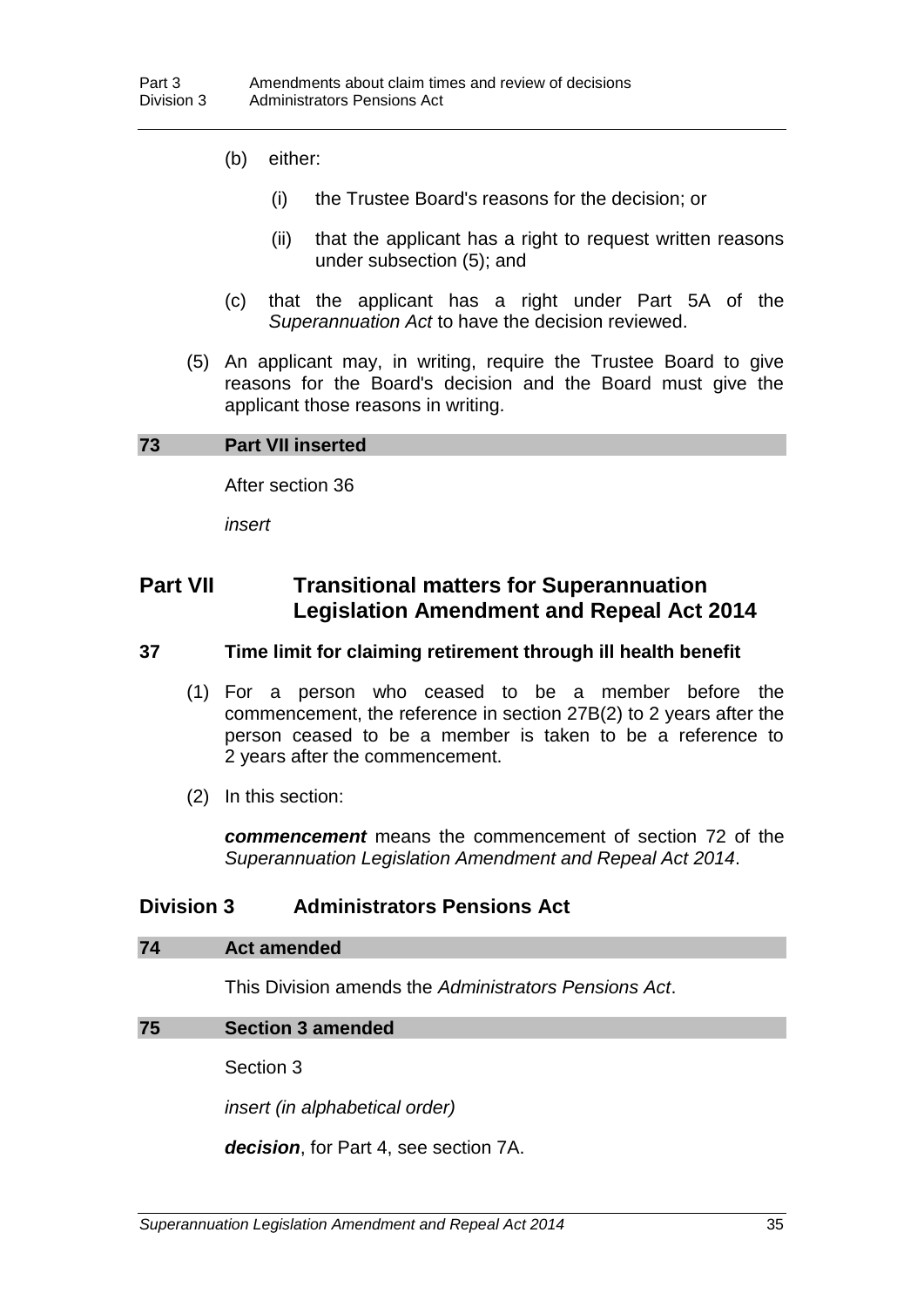(b) either:

  (i) the Trustee Board's reasons for the decision; or

  (ii) that the applicant has a right to request written reasons under subsection (5); and

(c) that the applicant has a right under Part 5A of the *Superannuation Act* to have the decision reviewed.

(5) An applicant may, in writing, require the Trustee Board to give reasons for the Board's decision and the Board must give the applicant those reasons in writing.

**73 Part VII inserted**

After section 36

*insert*

## Part VII Transitional matters for Superannuation Legislation Amendment and Repeal Act 2014

### 37 Time limit for claiming retirement through ill health benefit

(1) For a person who ceased to be a member before the commencement, the reference in section 27B(2) to 2 years after the person ceased to be a member is taken to be a reference to 2 years after the commencement.

(2) In this section:

***commencement*** means the commencement of section 72 of the *Superannuation Legislation Amendment and Repeal Act 2014*.

## Division 3 Administrators Pensions Act

**74 Act amended**

This Division amends the *Administrators Pensions Act*.

**75 Section 3 amended**

Section 3

*insert (in alphabetical order)*

***decision***, for Part 4, see section 7A.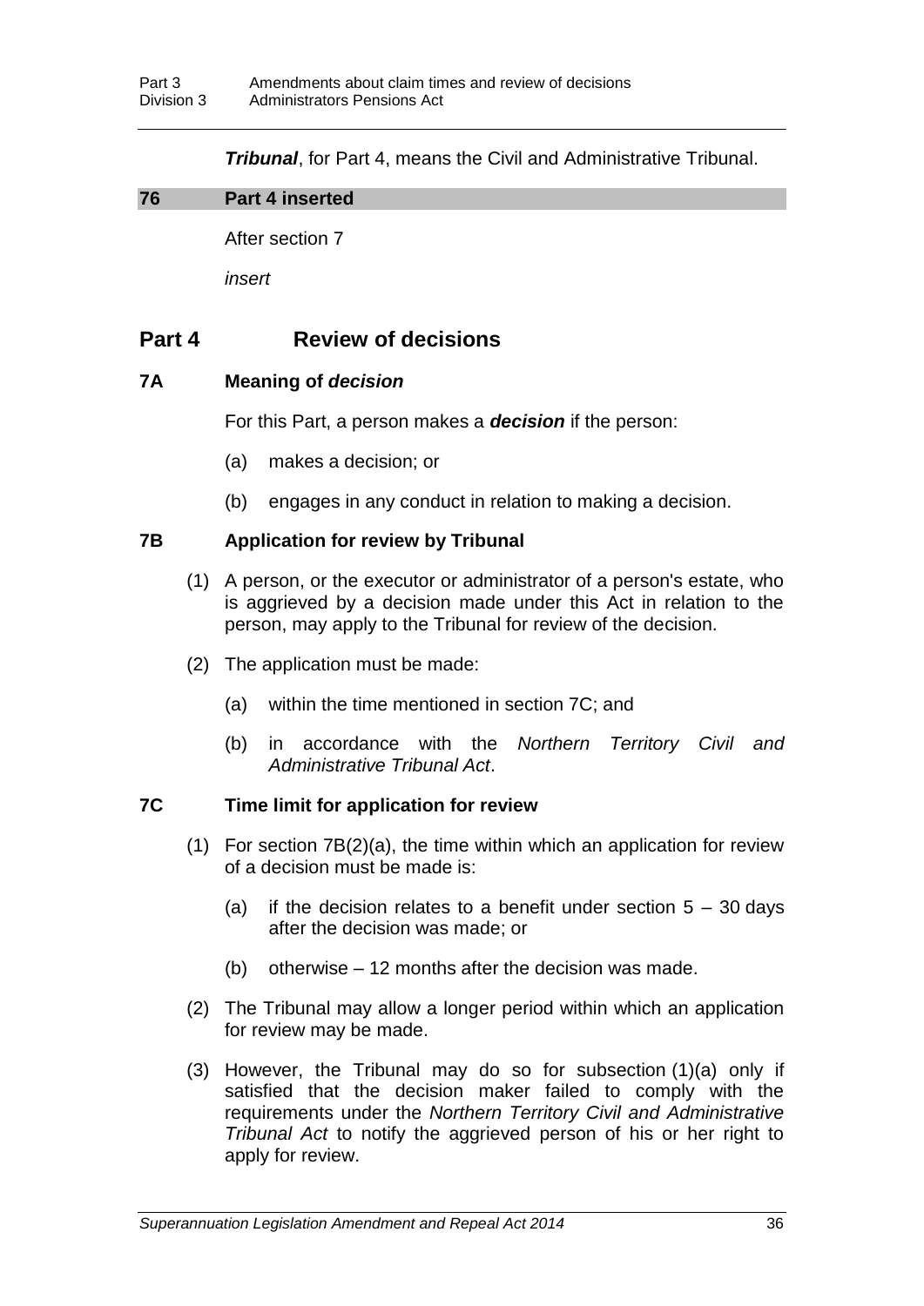***Tribunal***, for Part 4, means the Civil and Administrative Tribunal.

## 76 Part 4 inserted

After section 7

*insert*

# Part 4 Review of decisions

### 7A Meaning of *decision*

For this Part, a person makes a ***decision*** if the person:

(a) makes a decision; or

(b) engages in any conduct in relation to making a decision.

### 7B Application for review by Tribunal

(1) A person, or the executor or administrator of a person's estate, who is aggrieved by a decision made under this Act in relation to the person, may apply to the Tribunal for review of the decision.

(2) The application must be made:

(a) within the time mentioned in section 7C; and

(b) in accordance with the *Northern Territory Civil and Administrative Tribunal Act*.

### 7C Time limit for application for review

(1) For section 7B(2)(a), the time within which an application for review of a decision must be made is:

(a) if the decision relates to a benefit under section 5 – 30 days after the decision was made; or

(b) otherwise – 12 months after the decision was made.

(2) The Tribunal may allow a longer period within which an application for review may be made.

(3) However, the Tribunal may do so for subsection (1)(a) only if satisfied that the decision maker failed to comply with the requirements under the *Northern Territory Civil and Administrative Tribunal Act* to notify the aggrieved person of his or her right to apply for review.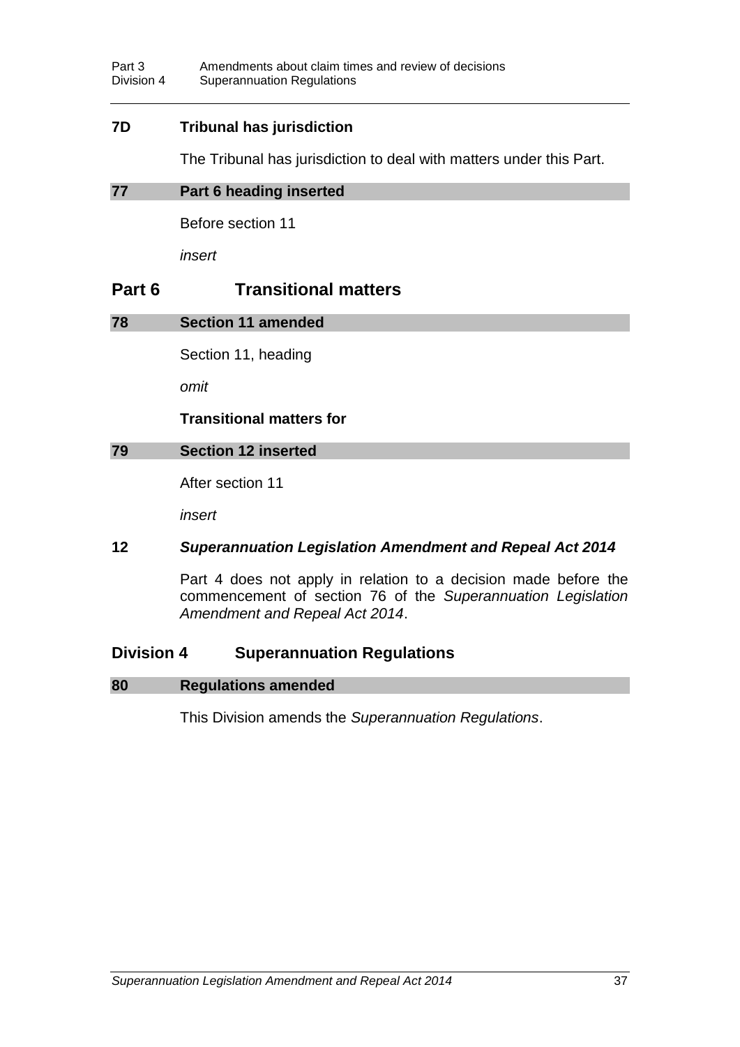### 7D Tribunal has jurisdiction

The Tribunal has jurisdiction to deal with matters under this Part.

### 77 Part 6 heading inserted

Before section 11

*insert*

## Part 6 Transitional matters

### 78 Section 11 amended

Section 11, heading

*omit*

**Transitional matters for**

### 79 Section 12 inserted

After section 11

*insert*

### 12 *Superannuation Legislation Amendment and Repeal Act 2014*

Part 4 does not apply in relation to a decision made before the commencement of section 76 of the *Superannuation Legislation Amendment and Repeal Act 2014*.

## Division 4 Superannuation Regulations

### 80 Regulations amended

This Division amends the *Superannuation Regulations*.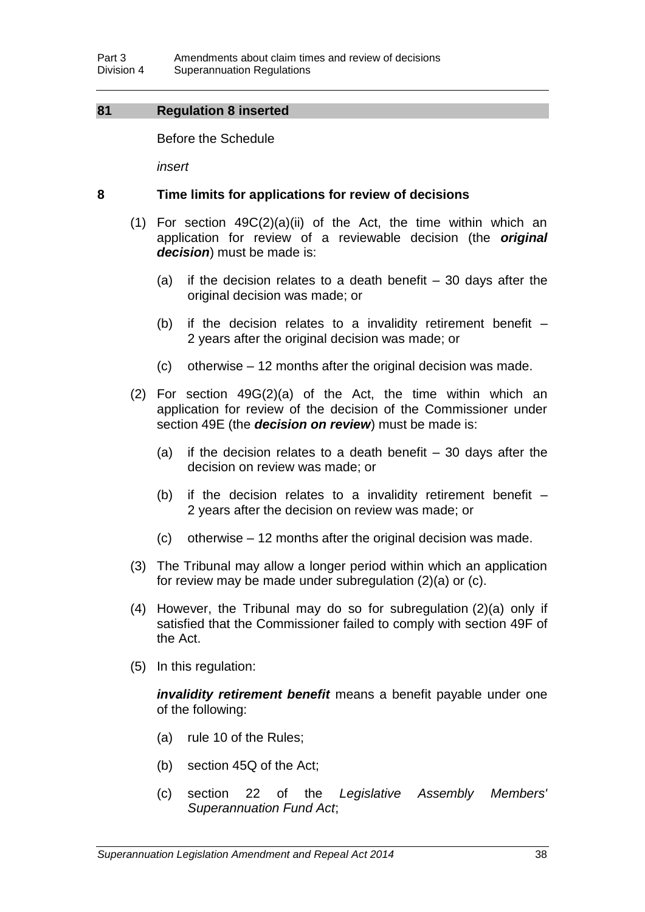## 81 Regulation 8 inserted

Before the Schedule

*insert*

### 8 Time limits for applications for review of decisions

(1) For section 49C(2)(a)(ii) of the Act, the time within which an application for review of a reviewable decision (the ***original decision***) must be made is:

(a) if the decision relates to a death benefit – 30 days after the original decision was made; or

(b) if the decision relates to a invalidity retirement benefit – 2 years after the original decision was made; or

(c) otherwise – 12 months after the original decision was made.

(2) For section 49G(2)(a) of the Act, the time within which an application for review of the decision of the Commissioner under section 49E (the ***decision on review***) must be made is:

(a) if the decision relates to a death benefit – 30 days after the decision on review was made; or

(b) if the decision relates to a invalidity retirement benefit – 2 years after the decision on review was made; or

(c) otherwise – 12 months after the original decision was made.

(3) The Tribunal may allow a longer period within which an application for review may be made under subregulation (2)(a) or (c).

(4) However, the Tribunal may do so for subregulation (2)(a) only if satisfied that the Commissioner failed to comply with section 49F of the Act.

(5) In this regulation:

***invalidity retirement benefit*** means a benefit payable under one of the following:

(a) rule 10 of the Rules;

(b) section 45Q of the Act;

(c) section 22 of the *Legislative Assembly Members' Superannuation Fund Act*;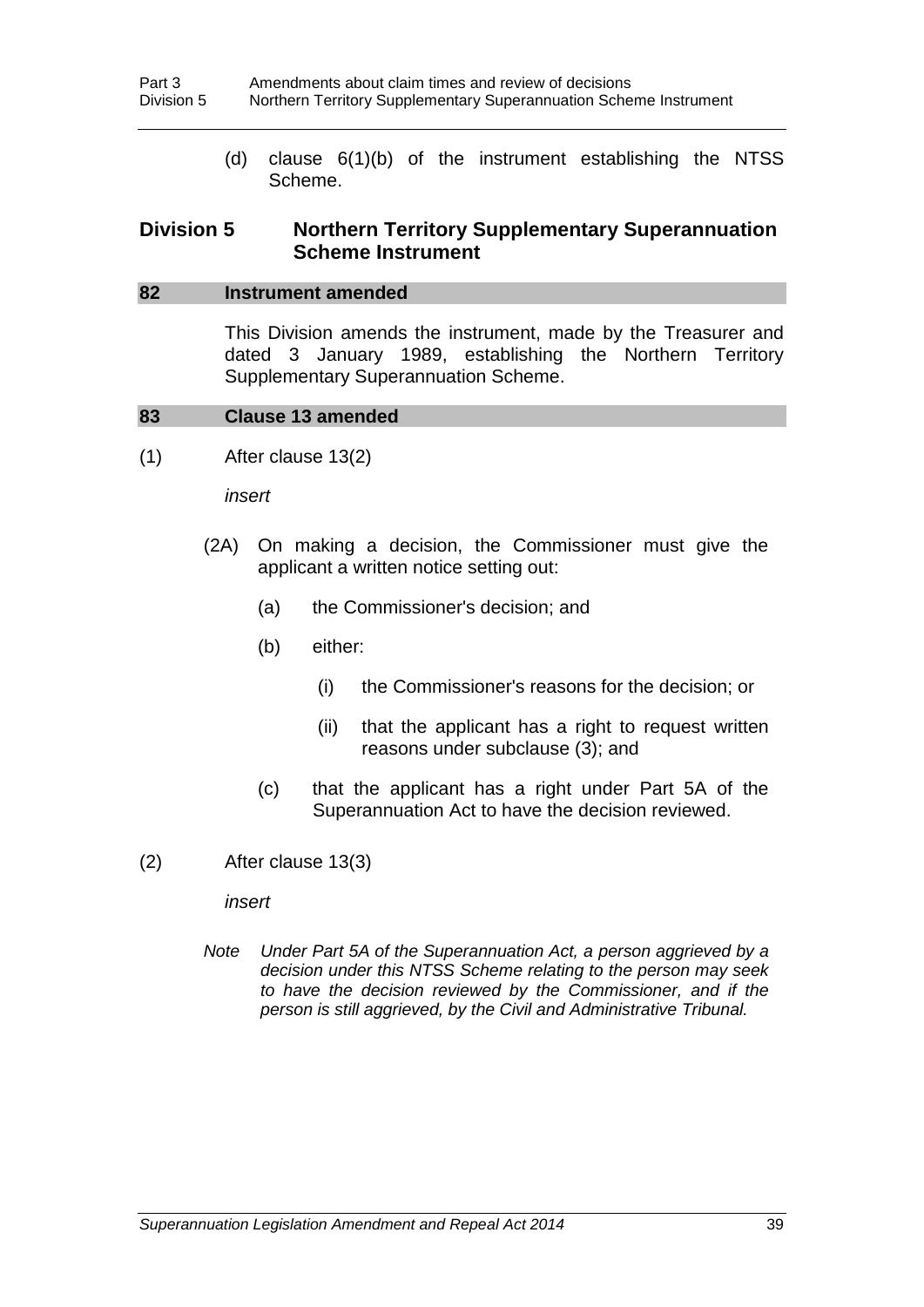(d) clause 6(1)(b) of the instrument establishing the NTSS Scheme.

## Division 5 Northern Territory Supplementary Superannuation Scheme Instrument

### 82 Instrument amended

This Division amends the instrument, made by the Treasurer and dated 3 January 1989, establishing the Northern Territory Supplementary Superannuation Scheme.

### 83 Clause 13 amended

(1) After clause 13(2)

*insert*

(2A) On making a decision, the Commissioner must give the applicant a written notice setting out:

(a) the Commissioner's decision; and

(b) either:

(i) the Commissioner's reasons for the decision; or

(ii) that the applicant has a right to request written reasons under subclause (3); and

(c) that the applicant has a right under Part 5A of the Superannuation Act to have the decision reviewed.

(2) After clause 13(3)

*insert*

*Note Under Part 5A of the Superannuation Act, a person aggrieved by a decision under this NTSS Scheme relating to the person may seek to have the decision reviewed by the Commissioner, and if the person is still aggrieved, by the Civil and Administrative Tribunal.*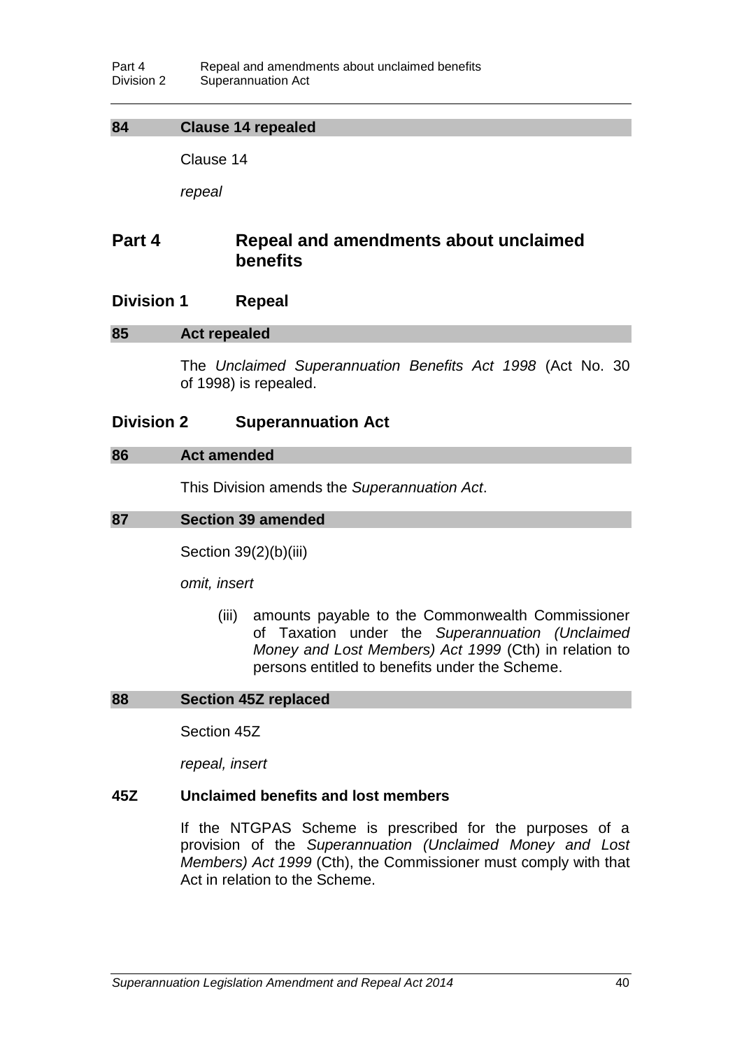### 84 Clause 14 repealed

Clause 14

*repeal*

## Part 4 Repeal and amendments about unclaimed benefits

## Division 1 Repeal

### 85 Act repealed

The *Unclaimed Superannuation Benefits Act 1998* (Act No. 30 of 1998) is repealed.

## Division 2 Superannuation Act

### 86 Act amended

This Division amends the *Superannuation Act*.

### 87 Section 39 amended

Section 39(2)(b)(iii)

*omit, insert*

> (iii) amounts payable to the Commonwealth Commissioner of Taxation under the *Superannuation (Unclaimed Money and Lost Members) Act 1999* (Cth) in relation to persons entitled to benefits under the Scheme.

### 88 Section 45Z replaced

Section 45Z

*repeal, insert*

**45Z Unclaimed benefits and lost members**

If the NTGPAS Scheme is prescribed for the purposes of a provision of the *Superannuation (Unclaimed Money and Lost Members) Act 1999* (Cth), the Commissioner must comply with that Act in relation to the Scheme.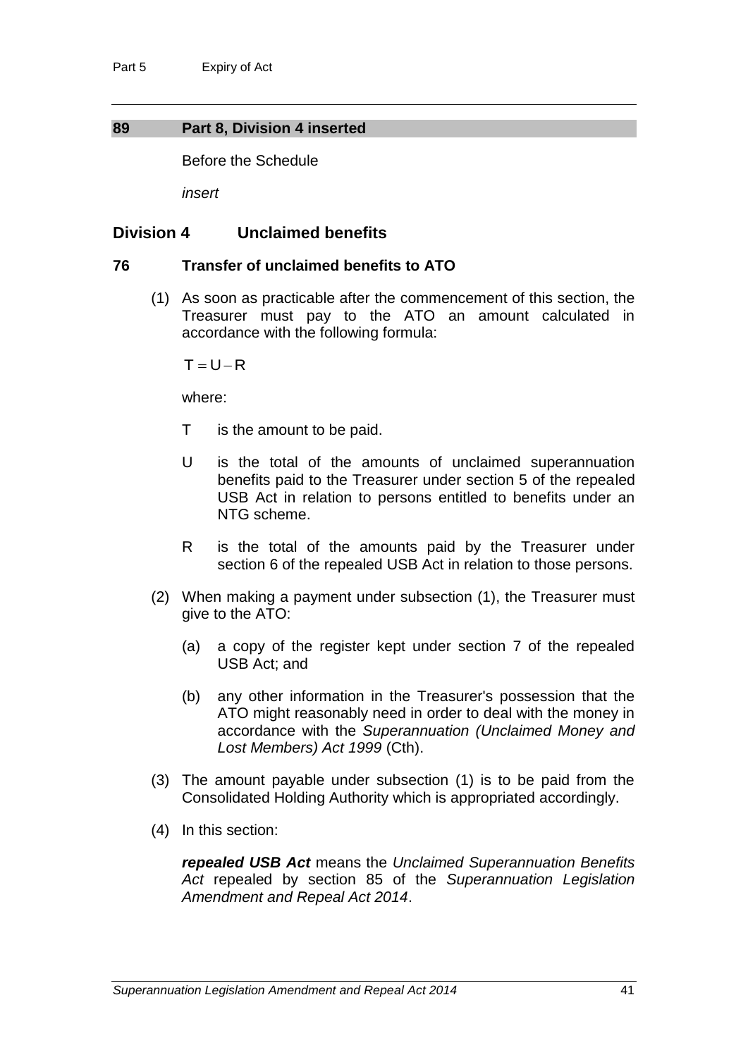## 89 Part 8, Division 4 inserted

Before the Schedule

*insert*

## Division 4 Unclaimed benefits

### 76 Transfer of unclaimed benefits to ATO

(1) As soon as practicable after the commencement of this section, the Treasurer must pay to the ATO an amount calculated in accordance with the following formula:

$$T = U - R$$

where:

T is the amount to be paid.

U is the total of the amounts of unclaimed superannuation benefits paid to the Treasurer under section 5 of the repealed USB Act in relation to persons entitled to benefits under an NTG scheme.

R is the total of the amounts paid by the Treasurer under section 6 of the repealed USB Act in relation to those persons.

(2) When making a payment under subsection (1), the Treasurer must give to the ATO:

(a) a copy of the register kept under section 7 of the repealed USB Act; and

(b) any other information in the Treasurer's possession that the ATO might reasonably need in order to deal with the money in accordance with the *Superannuation (Unclaimed Money and Lost Members) Act 1999* (Cth).

(3) The amount payable under subsection (1) is to be paid from the Consolidated Holding Authority which is appropriated accordingly.

(4) In this section:

***repealed USB Act*** means the *Unclaimed Superannuation Benefits Act* repealed by section 85 of the *Superannuation Legislation Amendment and Repeal Act 2014*.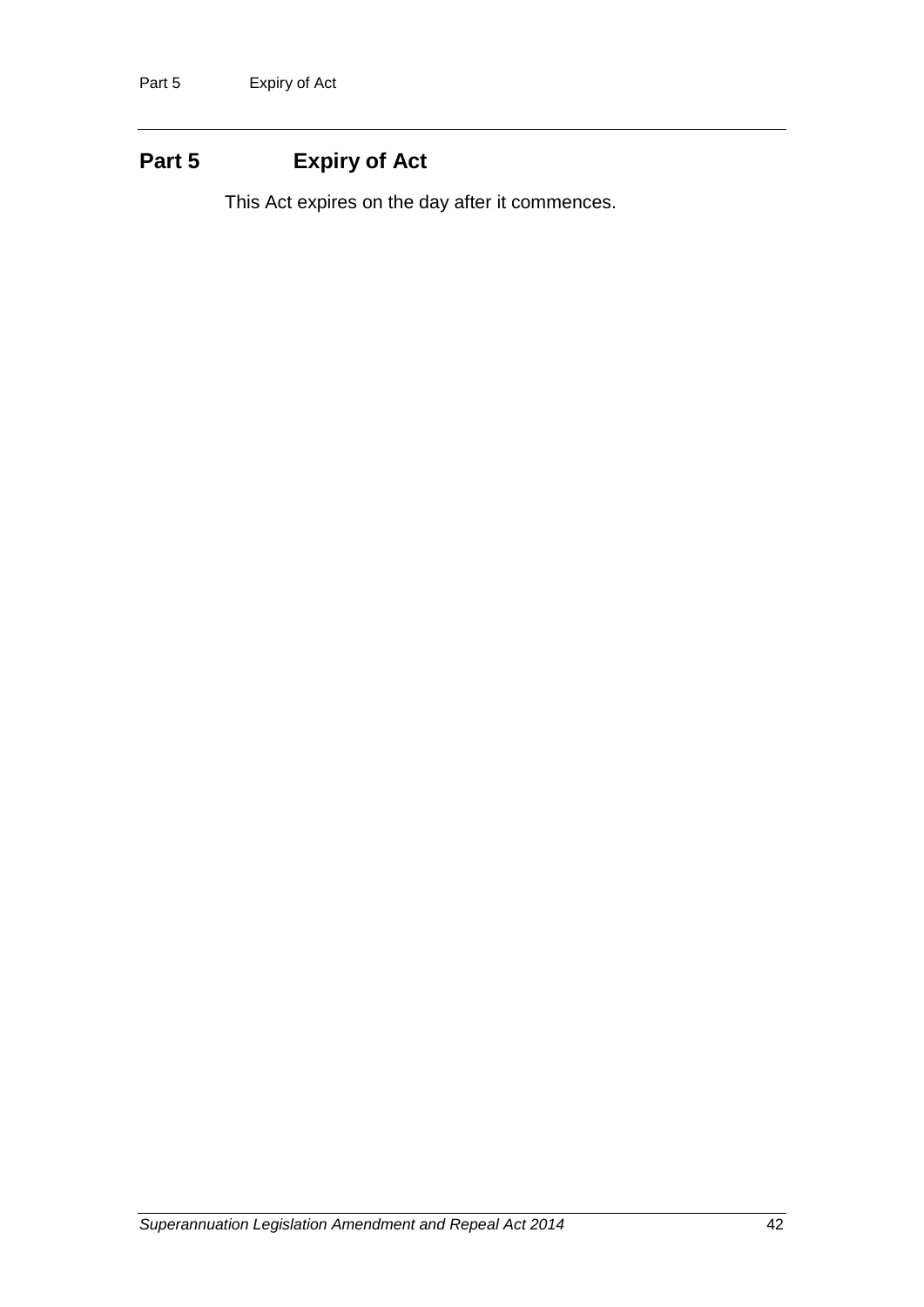# Part 5 Expiry of Act

This Act expires on the day after it commences.